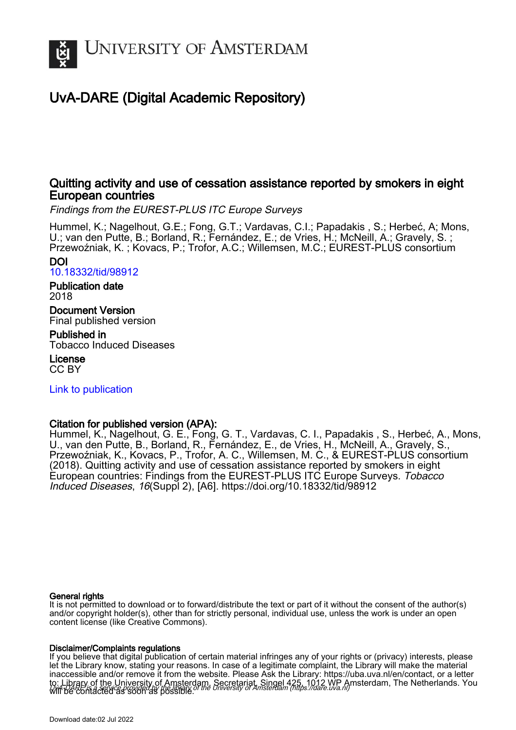# UNIVERSITY OF AMSTERDAM

## UvA-DARE (Digital Academic Repository)

### Quitting activity and use of cessation assistance reported by smokers in eight European countries

*Findings from the EUREST-PLUS ITC Europe Surveys*

Hummel, K.; Nagelhout, G.E.; Fong, G.T.; Vardavas, C.I.; Papadakis , S.; Herbeć, A; Mons, U.; van den Putte, B.; Borland, R.; Fernández, E.; de Vries, H.; McNeill, A.; Gravely, S. ; Przewoźniak, K. ; Kovacs, P.; Trofor, A.C.; Willemsen, M.C.; EUREST-PLUS consortium

**DOI**
10.18332/tid/98912

**Publication date**
2018

**Document Version**
Final published version

**Published in**
Tobacco Induced Diseases

**License**
CC BY

Link to publication

**Citation for published version (APA):**
Hummel, K., Nagelhout, G. E., Fong, G. T., Vardavas, C. I., Papadakis , S., Herbeć, A., Mons, U., van den Putte, B., Borland, R., Fernández, E., de Vries, H., McNeill, A., Gravely, S., Przewoźniak, K., Kovacs, P., Trofor, A. C., Willemsen, M. C., & EUREST-PLUS consortium (2018). Quitting activity and use of cessation assistance reported by smokers in eight European countries: Findings from the EUREST-PLUS ITC Europe Surveys. *Tobacco Induced Diseases*, *16*(Suppl 2), [A6]. https://doi.org/10.18332/tid/98912

**General rights**
It is not permitted to download or to forward/distribute the text or part of it without the consent of the author(s) and/or copyright holder(s), other than for strictly personal, individual use, unless the work is under an open content license (like Creative Commons).

**Disclaimer/Complaints regulations**
If you believe that digital publication of certain material infringes any of your rights or (privacy) interests, please let the Library know, stating your reasons. In case of a legitimate complaint, the Library will make the material inaccessible and/or remove it from the website. Please Ask the Library: https://uba.uva.nl/en/contact, or a letter to: Library of the University of Amsterdam, Secretariat, Singel 425, 1012 WP Amsterdam, The Netherlands. You will be contacted as soon as possible.

*UvA-DARE is a service provided by the library of the University of Amsterdam (https://dare.uva.nl)*

Download date:02 Jul 2022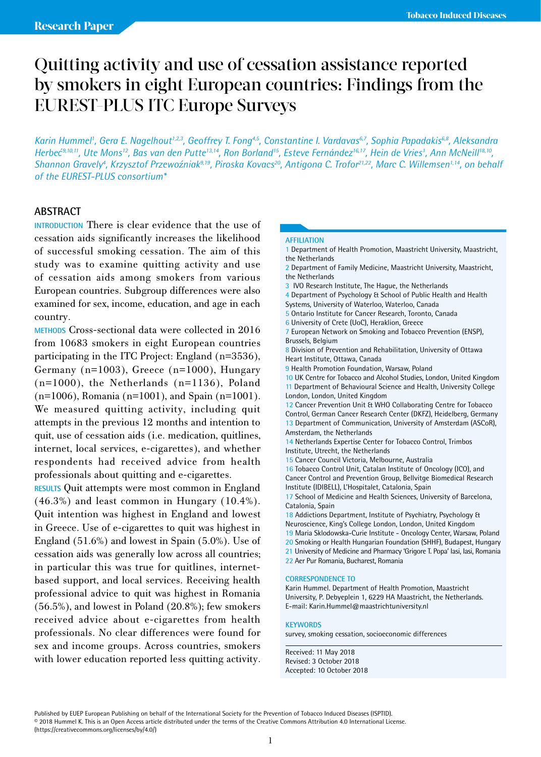# Quitting activity and use of cessation assistance reported by smokers in eight European countries: Findings from the EUREST-PLUS ITC Europe Surveys

*Karin Hummel[1], Gera E. Nagelhout[1,2,3], Geoffrey T. Fong[4,5], Constantine I. Vardavas[6,7], Sophia Papadakis[6,8], Aleksandra Herbeć[9,10,11], Ute Mons[12], Bas van den Putte[13,14], Ron Borland[15], Esteve Fernández[16,17], Hein de Vries[1], Ann McNeill[18,10], Shannon Gravely[4], Krzysztof Przewoźniak[9,19], Piroska Kovacs[20], Antigona C. Trofor[21,22], Marc C. Willemsen[1,14], on behalf of the EUREST-PLUS consortium**

## ABSTRACT

**INTRODUCTION** There is clear evidence that the use of cessation aids significantly increases the likelihood of successful smoking cessation. The aim of this study was to examine quitting activity and use of cessation aids among smokers from various European countries. Subgroup differences were also examined for sex, income, education, and age in each country.

**METHODS** Cross-sectional data were collected in 2016 from 10683 smokers in eight European countries participating in the ITC Project: England (n=3536), Germany (n=1003), Greece (n=1000), Hungary (n=1000), the Netherlands (n=1136), Poland (n=1006), Romania (n=1001), and Spain (n=1001). We measured quitting activity, including quit attempts in the previous 12 months and intention to quit, use of cessation aids (i.e. medication, quitlines, internet, local services, e-cigarettes), and whether respondents had received advice from health professionals about quitting and e-cigarettes.

**RESULTS** Quit attempts were most common in England (46.3%) and least common in Hungary (10.4%). Quit intention was highest in England and lowest in Greece. Use of e-cigarettes to quit was highest in England (51.6%) and lowest in Spain (5.0%). Use of cessation aids was generally low across all countries; in particular this was true for quitlines, internet-based support, and local services. Receiving health professional advice to quit was highest in Romania (56.5%), and lowest in Poland (20.8%); few smokers received advice about e-cigarettes from health professionals. No clear differences were found for sex and income groups. Across countries, smokers with lower education reported less quitting activity.

**AFFILIATION**

1 Department of Health Promotion, Maastricht University, Maastricht, the Netherlands
2 Department of Family Medicine, Maastricht University, Maastricht, the Netherlands
3 IVO Research Institute, The Hague, the Netherlands
4 Department of Psychology & School of Public Health and Health Systems, University of Waterloo, Waterloo, Canada
5 Ontario Institute for Cancer Research, Toronto, Canada
6 University of Crete (UoC), Heraklion, Greece
7 European Network on Smoking and Tobacco Prevention (ENSP), Brussels, Belgium
8 Division of Prevention and Rehabilitation, University of Ottawa Heart Institute, Ottawa, Canada
9 Health Promotion Foundation, Warsaw, Poland
10 UK Centre for Tobacco and Alcohol Studies, London, United Kingdom
11 Department of Behavioural Science and Health, University College London, London, United Kingdom
12 Cancer Prevention Unit & WHO Collaborating Centre for Tobacco Control, German Cancer Research Center (DKFZ), Heidelberg, Germany
13 Department of Communication, University of Amsterdam (ASCoR), Amsterdam, the Netherlands
14 Netherlands Expertise Center for Tobacco Control, Trimbos Institute, Utrecht, the Netherlands
15 Cancer Council Victoria, Melbourne, Australia
16 Tobacco Control Unit, Catalan Institute of Oncology (ICO), and Cancer Control and Prevention Group, Bellvitge Biomedical Research Institute (IDIBELL), L'Hospitalet, Catalonia, Spain
17 School of Medicine and Health Sciences, University of Barcelona, Catalonia, Spain
18 Addictions Department, Institute of Psychiatry, Psychology & Neuroscience, King's College London, London, United Kingdom
19 Maria Sklodowska-Curie Institute - Oncology Center, Warsaw, Poland
20 Smoking or Health Hungarian Foundation (SHHF), Budapest, Hungary
21 University of Medicine and Pharmacy 'Grigore T. Popa' Iasi, Iasi, Romania
22 Aer Pur Romania, Bucharest, Romania

**CORRESPONDENCE TO**
Karin Hummel. Department of Health Promotion, Maastricht University, P. Debyeplein 1, 6229 HA Maastricht, the Netherlands.
E-mail: Karin.Hummel@maastrichtuniversity.nl

**KEYWORDS**
survey, smoking cessation, socioeconomic differences

Received: 11 May 2018
Revised: 3 October 2018
Accepted: 10 October 2018

Published by EUEP European Publishing on behalf of the International Society for the Prevention of Tobacco Induced Diseases (ISPTID).
© 2018 Hummel K. This is an Open Access article distributed under the terms of the Creative Commons Attribution 4.0 International License. (https://creativecommons.org/licenses/by/4.0/)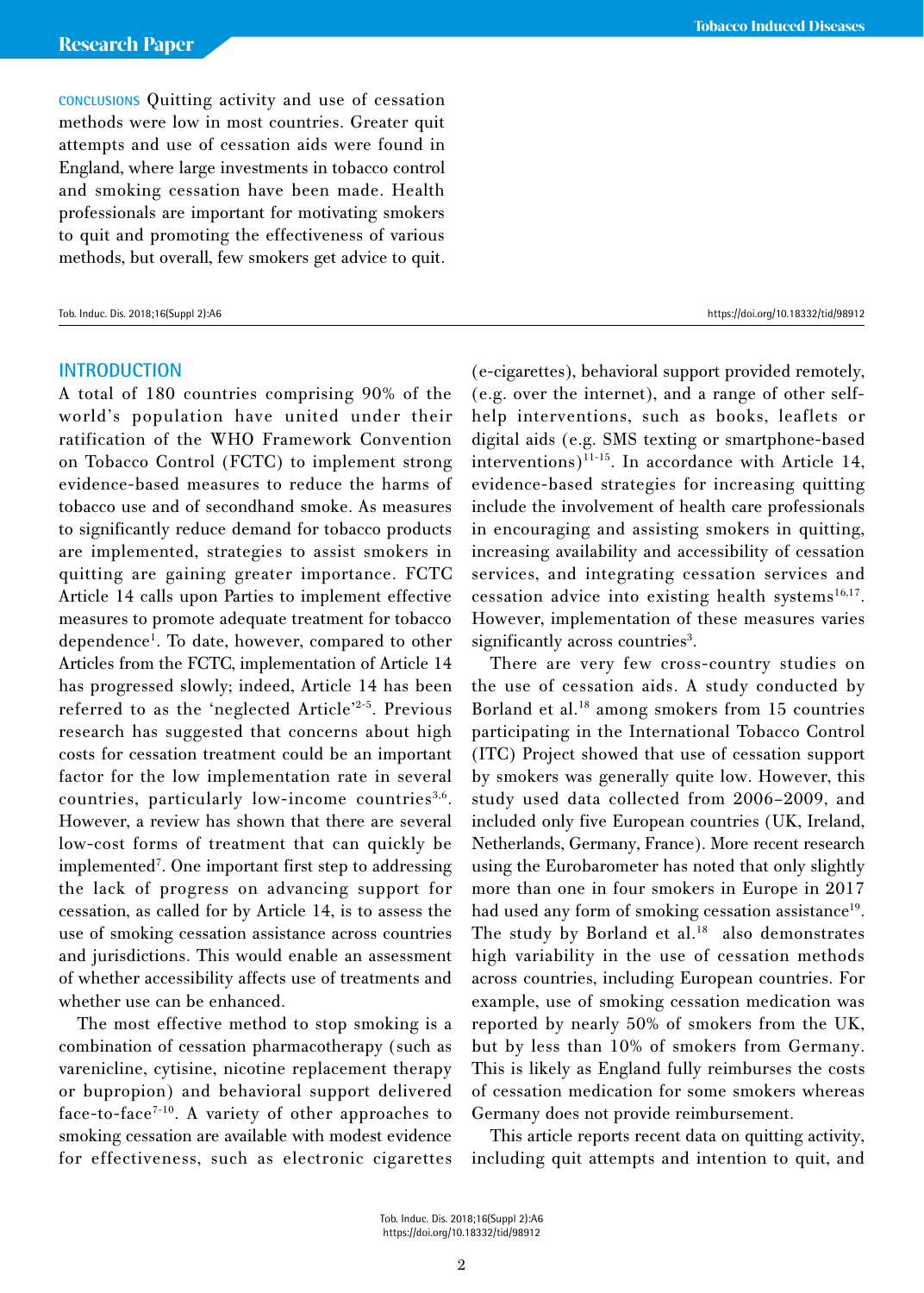CONCLUSIONS Quitting activity and use of cessation methods were low in most countries. Greater quit attempts and use of cessation aids were found in England, where large investments in tobacco control and smoking cessation have been made. Health professionals are important for motivating smokers to quit and promoting the effectiveness of various methods, but overall, few smokers get advice to quit.

## INTRODUCTION

A total of 180 countries comprising 90% of the world's population have united under their ratification of the WHO Framework Convention on Tobacco Control (FCTC) to implement strong evidence-based measures to reduce the harms of tobacco use and of secondhand smoke. As measures to significantly reduce demand for tobacco products are implemented, strategies to assist smokers in quitting are gaining greater importance. FCTC Article 14 calls upon Parties to implement effective measures to promote adequate treatment for tobacco dependence[1]. To date, however, compared to other Articles from the FCTC, implementation of Article 14 has progressed slowly; indeed, Article 14 has been referred to as the 'neglected Article'[2-5]. Previous research has suggested that concerns about high costs for cessation treatment could be an important factor for the low implementation rate in several countries, particularly low-income countries[3,6]. However, a review has shown that there are several low-cost forms of treatment that can quickly be implemented[7]. One important first step to addressing the lack of progress on advancing support for cessation, as called for by Article 14, is to assess the use of smoking cessation assistance across countries and jurisdictions. This would enable an assessment of whether accessibility affects use of treatments and whether use can be enhanced.

The most effective method to stop smoking is a combination of cessation pharmacotherapy (such as varenicline, cytisine, nicotine replacement therapy or bupropion) and behavioral support delivered face-to-face[7-10]. A variety of other approaches to smoking cessation are available with modest evidence for effectiveness, such as electronic cigarettes (e-cigarettes), behavioral support provided remotely, (e.g. over the internet), and a range of other self-help interventions, such as books, leaflets or digital aids (e.g. SMS texting or smartphone-based interventions)[11-15]. In accordance with Article 14, evidence-based strategies for increasing quitting include the involvement of health care professionals in encouraging and assisting smokers in quitting, increasing availability and accessibility of cessation services, and integrating cessation services and cessation advice into existing health systems[16,17]. However, implementation of these measures varies significantly across countries[3].

There are very few cross-country studies on the use of cessation aids. A study conducted by Borland et al.[18] among smokers from 15 countries participating in the International Tobacco Control (ITC) Project showed that use of cessation support by smokers was generally quite low. However, this study used data collected from 2006–2009, and included only five European countries (UK, Ireland, Netherlands, Germany, France). More recent research using the Eurobarometer has noted that only slightly more than one in four smokers in Europe in 2017 had used any form of smoking cessation assistance[19]. The study by Borland et al.[18] also demonstrates high variability in the use of cessation methods across countries, including European countries. For example, use of smoking cessation medication was reported by nearly 50% of smokers from the UK, but by less than 10% of smokers from Germany. This is likely as England fully reimburses the costs of cessation medication for some smokers whereas Germany does not provide reimbursement.

This article reports recent data on quitting activity, including quit attempts and intention to quit, and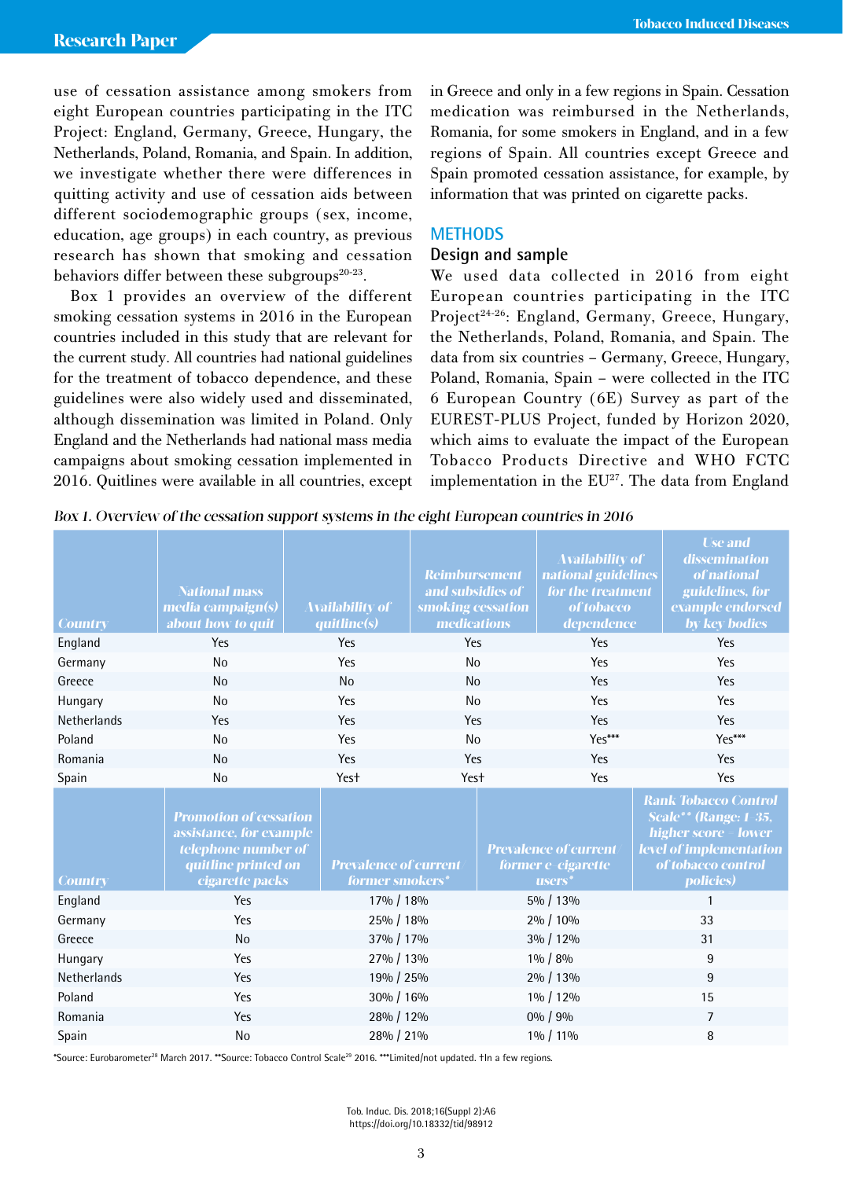use of cessation assistance among smokers from eight European countries participating in the ITC Project: England, Germany, Greece, Hungary, the Netherlands, Poland, Romania, and Spain. In addition, we investigate whether there were differences in quitting activity and use of cessation aids between different sociodemographic groups (sex, income, education, age groups) in each country, as previous research has shown that smoking and cessation behaviors differ between these subgroups[20-23].

Box 1 provides an overview of the different smoking cessation systems in 2016 in the European countries included in this study that are relevant for the current study. All countries had national guidelines for the treatment of tobacco dependence, and these guidelines were also widely used and disseminated, although dissemination was limited in Poland. Only England and the Netherlands had national mass media campaigns about smoking cessation implemented in 2016. Quitlines were available in all countries, except in Greece and only in a few regions in Spain. Cessation medication was reimbursed in the Netherlands, Romania, for some smokers in England, and in a few regions of Spain. All countries except Greece and Spain promoted cessation assistance, for example, by information that was printed on cigarette packs.

## METHODS

### Design and sample

We used data collected in 2016 from eight European countries participating in the ITC Project[24-26]: England, Germany, Greece, Hungary, the Netherlands, Poland, Romania, and Spain. The data from six countries – Germany, Greece, Hungary, Poland, Romania, Spain – were collected in the ITC 6 European Country (6E) Survey as part of the EUREST-PLUS Project, funded by Horizon 2020, which aims to evaluate the impact of the European Tobacco Products Directive and WHO FCTC implementation in the EU[27]. The data from England

*Box 1. Overview of the cessation support systems in the eight European countries in 2016*

| Country | National mass media campaign(s) about how to quit | Availability of quitline(s) | Reimbursement and subsidies of smoking cessation medications | Availability of national guidelines for the treatment of tobacco dependence | Use and dissemination of national guidelines, for example endorsed by key bodies |
|---|---|---|---|---|---|
| England | Yes | Yes | Yes | Yes | Yes |
| Germany | No | Yes | No | Yes | Yes |
| Greece | No | No | No | Yes | Yes |
| Hungary | No | Yes | No | Yes | Yes |
| Netherlands | Yes | Yes | Yes | Yes | Yes |
| Poland | No | Yes | No | Yes*** | Yes*** |
| Romania | No | Yes | Yes | Yes | Yes |
| Spain | No | Yes† | Yes† | Yes | Yes |

| Country | Promotion of cessation assistance, for example telephone number of quitline printed on cigarette packs | Prevalence of current/ former smokers* | Prevalence of current/ former e-cigarette users* | Rank Tobacco Control Scale** (Range: 1-35, higher score = lower level of implementation of tobacco control policies) |
|---|---|---|---|---|
| England | Yes | 17% / 18% | 5% / 13% | 1 |
| Germany | Yes | 25% / 18% | 2% / 10% | 33 |
| Greece | No | 37% / 17% | 3% / 12% | 31 |
| Hungary | Yes | 27% / 13% | 1% / 8% | 9 |
| Netherlands | Yes | 19% / 25% | 2% / 13% | 9 |
| Poland | Yes | 30% / 16% | 1% / 12% | 15 |
| Romania | Yes | 28% / 12% | 0% / 9% | 7 |
| Spain | No | 28% / 21% | 1% / 11% | 8 |

*Source: Eurobarometer[28] March 2017. **Source: Tobacco Control Scale[29] 2016. ***Limited/not updated. †In a few regions.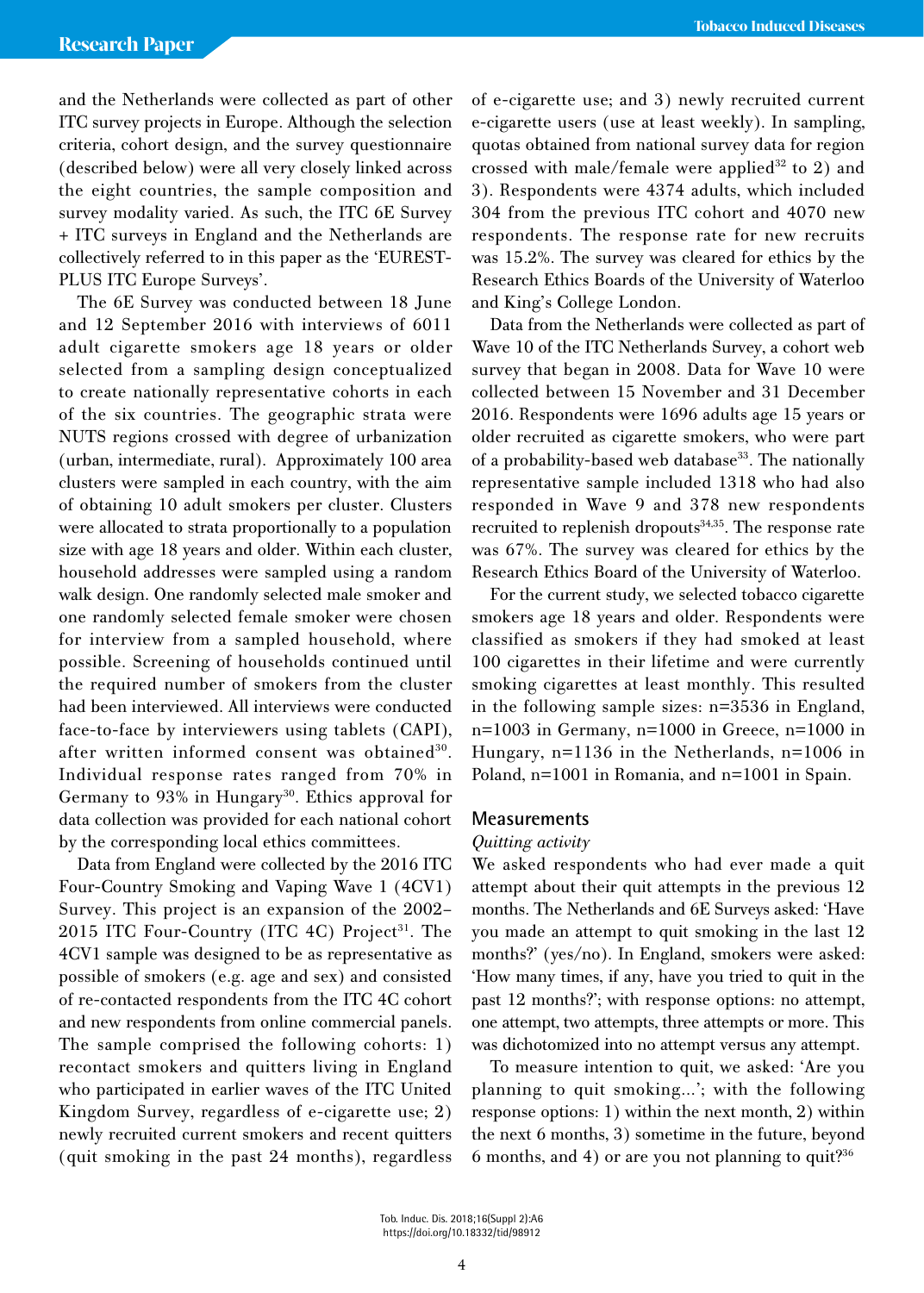and the Netherlands were collected as part of other ITC survey projects in Europe. Although the selection criteria, cohort design, and the survey questionnaire (described below) were all very closely linked across the eight countries, the sample composition and survey modality varied. As such, the ITC 6E Survey + ITC surveys in England and the Netherlands are collectively referred to in this paper as the 'EUREST-PLUS ITC Europe Surveys'.

The 6E Survey was conducted between 18 June and 12 September 2016 with interviews of 6011 adult cigarette smokers age 18 years or older selected from a sampling design conceptualized to create nationally representative cohorts in each of the six countries. The geographic strata were NUTS regions crossed with degree of urbanization (urban, intermediate, rural). Approximately 100 area clusters were sampled in each country, with the aim of obtaining 10 adult smokers per cluster. Clusters were allocated to strata proportionally to a population size with age 18 years and older. Within each cluster, household addresses were sampled using a random walk design. One randomly selected male smoker and one randomly selected female smoker were chosen for interview from a sampled household, where possible. Screening of households continued until the required number of smokers from the cluster had been interviewed. All interviews were conducted face-to-face by interviewers using tablets (CAPI), after written informed consent was obtained[30]. Individual response rates ranged from 70% in Germany to 93% in Hungary[30]. Ethics approval for data collection was provided for each national cohort by the corresponding local ethics committees.

Data from England were collected by the 2016 ITC Four-Country Smoking and Vaping Wave 1 (4CV1) Survey. This project is an expansion of the 2002–2015 ITC Four-Country (ITC 4C) Project[31]. The 4CV1 sample was designed to be as representative as possible of smokers (e.g. age and sex) and consisted of re-contacted respondents from the ITC 4C cohort and new respondents from online commercial panels. The sample comprised the following cohorts: 1) recontact smokers and quitters living in England who participated in earlier waves of the ITC United Kingdom Survey, regardless of e-cigarette use; 2) newly recruited current smokers and recent quitters (quit smoking in the past 24 months), regardless of e-cigarette use; and 3) newly recruited current e-cigarette users (use at least weekly). In sampling, quotas obtained from national survey data for region crossed with male/female were applied[32] to 2) and 3). Respondents were 4374 adults, which included 304 from the previous ITC cohort and 4070 new respondents. The response rate for new recruits was 15.2%. The survey was cleared for ethics by the Research Ethics Boards of the University of Waterloo and King's College London.

Data from the Netherlands were collected as part of Wave 10 of the ITC Netherlands Survey, a cohort web survey that began in 2008. Data for Wave 10 were collected between 15 November and 31 December 2016. Respondents were 1696 adults age 15 years or older recruited as cigarette smokers, who were part of a probability-based web database[33]. The nationally representative sample included 1318 who had also responded in Wave 9 and 378 new respondents recruited to replenish dropouts[34,35]. The response rate was 67%. The survey was cleared for ethics by the Research Ethics Board of the University of Waterloo.

For the current study, we selected tobacco cigarette smokers age 18 years and older. Respondents were classified as smokers if they had smoked at least 100 cigarettes in their lifetime and were currently smoking cigarettes at least monthly. This resulted in the following sample sizes: n=3536 in England, n=1003 in Germany, n=1000 in Greece, n=1000 in Hungary, n=1136 in the Netherlands, n=1006 in Poland, n=1001 in Romania, and n=1001 in Spain.

## Measurements

*Quitting activity*

We asked respondents who had ever made a quit attempt about their quit attempts in the previous 12 months. The Netherlands and 6E Surveys asked: 'Have you made an attempt to quit smoking in the last 12 months?' (yes/no). In England, smokers were asked: 'How many times, if any, have you tried to quit in the past 12 months?'; with response options: no attempt, one attempt, two attempts, three attempts or more. This was dichotomized into no attempt versus any attempt.

To measure intention to quit, we asked: 'Are you planning to quit smoking...'; with the following response options: 1) within the next month, 2) within the next 6 months, 3) sometime in the future, beyond 6 months, and 4) or are you not planning to quit?[36]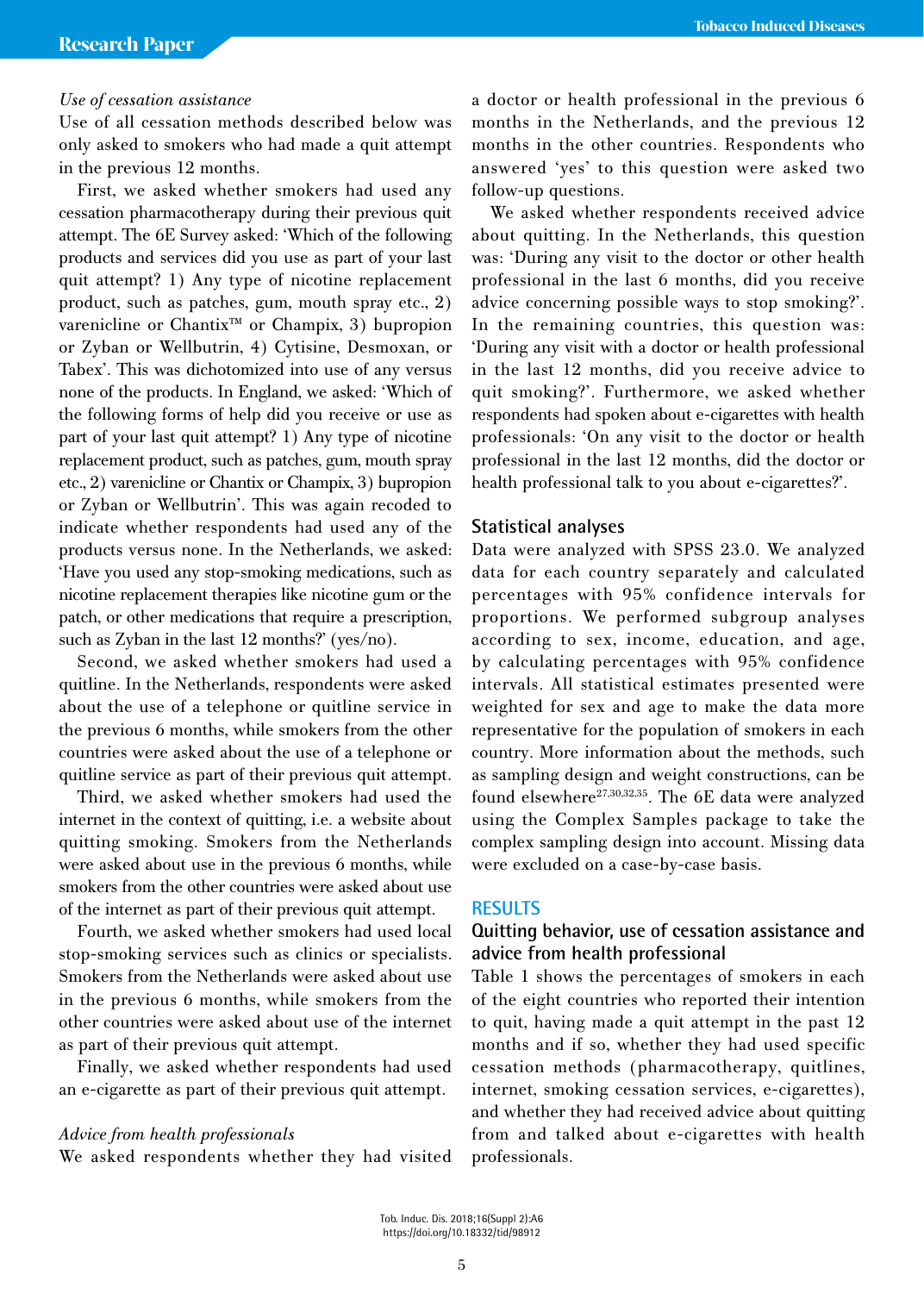*Use of cessation assistance*

Use of all cessation methods described below was only asked to smokers who had made a quit attempt in the previous 12 months.

First, we asked whether smokers had used any cessation pharmacotherapy during their previous quit attempt. The 6E Survey asked: 'Which of the following products and services did you use as part of your last quit attempt? 1) Any type of nicotine replacement product, such as patches, gum, mouth spray etc., 2) varenicline or Chantix™ or Champix, 3) bupropion or Zyban or Wellbutrin, 4) Cytisine, Desmoxan, or Tabex'. This was dichotomized into use of any versus none of the products. In England, we asked: 'Which of the following forms of help did you receive or use as part of your last quit attempt? 1) Any type of nicotine replacement product, such as patches, gum, mouth spray etc., 2) varenicline or Chantix or Champix, 3) bupropion or Zyban or Wellbutrin'. This was again recoded to indicate whether respondents had used any of the products versus none. In the Netherlands, we asked: 'Have you used any stop-smoking medications, such as nicotine replacement therapies like nicotine gum or the patch, or other medications that require a prescription, such as Zyban in the last 12 months?' (yes/no).

Second, we asked whether smokers had used a quitline. In the Netherlands, respondents were asked about the use of a telephone or quitline service in the previous 6 months, while smokers from the other countries were asked about the use of a telephone or quitline service as part of their previous quit attempt.

Third, we asked whether smokers had used the internet in the context of quitting, i.e. a website about quitting smoking. Smokers from the Netherlands were asked about use in the previous 6 months, while smokers from the other countries were asked about use of the internet as part of their previous quit attempt.

Fourth, we asked whether smokers had used local stop-smoking services such as clinics or specialists. Smokers from the Netherlands were asked about use in the previous 6 months, while smokers from the other countries were asked about use of the internet as part of their previous quit attempt.

Finally, we asked whether respondents had used an e-cigarette as part of their previous quit attempt.

*Advice from health professionals*

We asked respondents whether they had visited a doctor or health professional in the previous 6 months in the Netherlands, and the previous 12 months in the other countries. Respondents who answered 'yes' to this question were asked two follow-up questions.

We asked whether respondents received advice about quitting. In the Netherlands, this question was: 'During any visit to the doctor or other health professional in the last 6 months, did you receive advice concerning possible ways to stop smoking?'. In the remaining countries, this question was: 'During any visit with a doctor or health professional in the last 12 months, did you receive advice to quit smoking?'. Furthermore, we asked whether respondents had spoken about e-cigarettes with health professionals: 'On any visit to the doctor or health professional in the last 12 months, did the doctor or health professional talk to you about e-cigarettes?'.

### Statistical analyses

Data were analyzed with SPSS 23.0. We analyzed data for each country separately and calculated percentages with 95% confidence intervals for proportions. We performed subgroup analyses according to sex, income, education, and age, by calculating percentages with 95% confidence intervals. All statistical estimates presented were weighted for sex and age to make the data more representative for the population of smokers in each country. More information about the methods, such as sampling design and weight constructions, can be found elsewhere[27,30,32,35]. The 6E data were analyzed using the Complex Samples package to take the complex sampling design into account. Missing data were excluded on a case-by-case basis.

## RESULTS

### Quitting behavior, use of cessation assistance and advice from health professional

Table 1 shows the percentages of smokers in each of the eight countries who reported their intention to quit, having made a quit attempt in the past 12 months and if so, whether they had used specific cessation methods (pharmacotherapy, quitlines, internet, smoking cessation services, e-cigarettes), and whether they had received advice about quitting from and talked about e-cigarettes with health professionals.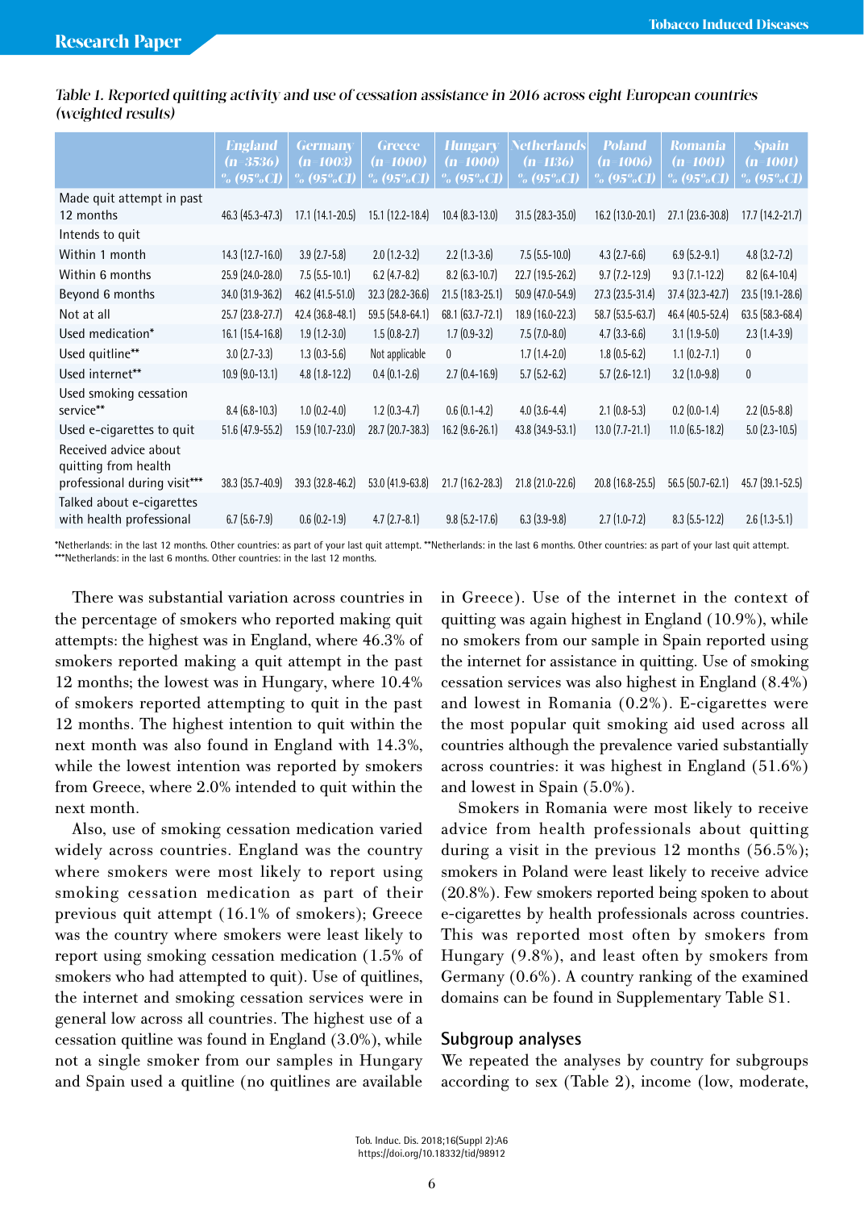*Table 1. Reported quitting activity and use of cessation assistance in 2016 across eight European countries (weighted results)*

| | England (n=3536) % (95%CI) | Germany (n=1003) % (95%CI) | Greece (n=1000) % (95%CI) | Hungary (n=1000) % (95%CI) | Netherlands (n=1136) % (95%CI) | Poland (n=1006) % (95%CI) | Romania (n=1001) % (95%CI) | Spain (n=1001) % (95%CI) |
|---|---|---|---|---|---|---|---|---|
| Made quit attempt in past 12 months | 46.3 (45.3-47.3) | 17.1 (14.1-20.5) | 15.1 (12.2-18.4) | 10.4 (8.3-13.0) | 31.5 (28.3-35.0) | 16.2 (13.0-20.1) | 27.1 (23.6-30.8) | 17.7 (14.2-21.7) |
| Intends to quit | | | | | | | | |
| Within 1 month | 14.3 (12.7-16.0) | 3.9 (2.7-5.8) | 2.0 (1.2-3.2) | 2.2 (1.3-3.6) | 7.5 (5.5-10.0) | 4.3 (2.7-6.6) | 6.9 (5.2-9.1) | 4.8 (3.2-7.2) |
| Within 6 months | 25.9 (24.0-28.0) | 7.5 (5.5-10.1) | 6.2 (4.7-8.2) | 8.2 (6.3-10.7) | 22.7 (19.5-26.2) | 9.7 (7.2-12.9) | 9.3 (7.1-12.2) | 8.2 (6.4-10.4) |
| Beyond 6 months | 34.0 (31.9-36.2) | 46.2 (41.5-51.0) | 32.3 (28.2-36.6) | 21.5 (18.3-25.1) | 50.9 (47.0-54.9) | 27.3 (23.5-31.4) | 37.4 (32.3-42.7) | 23.5 (19.1-28.6) |
| Not at all | 25.7 (23.8-27.7) | 42.4 (36.8-48.1) | 59.5 (54.8-64.1) | 68.1 (63.7-72.1) | 18.9 (16.0-22.3) | 58.7 (53.5-63.7) | 46.4 (40.5-52.4) | 63.5 (58.3-68.4) |
| Used medication* | 16.1 (15.4-16.8) | 1.9 (1.2-3.0) | 1.5 (0.8-2.7) | 1.7 (0.9-3.2) | 7.5 (7.0-8.0) | 4.7 (3.3-6.6) | 3.1 (1.9-5.0) | 2.3 (1.4-3.9) |
| Used quitline** | 3.0 (2.7-3.3) | 1.3 (0.3-5.6) | Not applicable | 0 | 1.7 (1.4-2.0) | 1.8 (0.5-6.2) | 1.1 (0.2-7.1) | 0 |
| Used internet** | 10.9 (9.0-13.1) | 4.8 (1.8-12.2) | 0.4 (0.1-2.6) | 2.7 (0.4-16.9) | 5.7 (5.2-6.2) | 5.7 (2.6-12.1) | 3.2 (1.0-9.8) | 0 |
| Used smoking cessation service** | 8.4 (6.8-10.3) | 1.0 (0.2-4.0) | 1.2 (0.3-4.7) | 0.6 (0.1-4.2) | 4.0 (3.6-4.4) | 2.1 (0.8-5.3) | 0.2 (0.0-1.4) | 2.2 (0.5-8.8) |
| Used e-cigarettes to quit | 51.6 (47.9-55.2) | 15.9 (10.7-23.0) | 28.7 (20.7-38.3) | 16.2 (9.6-26.1) | 43.8 (34.9-53.1) | 13.0 (7.7-21.1) | 11.0 (6.5-18.2) | 5.0 (2.3-10.5) |
| Received advice about quitting from health professional during visit*** | 38.3 (35.7-40.9) | 39.3 (32.8-46.2) | 53.0 (41.9-63.8) | 21.7 (16.2-28.3) | 21.8 (21.0-22.6) | 20.8 (16.8-25.5) | 56.5 (50.7-62.1) | 45.7 (39.1-52.5) |
| Talked about e-cigarettes with health professional | 6.7 (5.6-7.9) | 0.6 (0.2-1.9) | 4.7 (2.7-8.1) | 9.8 (5.2-17.6) | 6.3 (3.9-9.8) | 2.7 (1.0-7.2) | 8.3 (5.5-12.2) | 2.6 (1.3-5.1) |

*Netherlands: in the last 12 months. Other countries: as part of your last quit attempt. **Netherlands: in the last 6 months. Other countries: as part of your last quit attempt. ***Netherlands: in the last 6 months. Other countries: in the last 12 months.

There was substantial variation across countries in the percentage of smokers who reported making quit attempts: the highest was in England, where 46.3% of smokers reported making a quit attempt in the past 12 months; the lowest was in Hungary, where 10.4% of smokers reported attempting to quit in the past 12 months. The highest intention to quit within the next month was also found in England with 14.3%, while the lowest intention was reported by smokers from Greece, where 2.0% intended to quit within the next month.

Also, use of smoking cessation medication varied widely across countries. England was the country where smokers were most likely to report using smoking cessation medication as part of their previous quit attempt (16.1% of smokers); Greece was the country where smokers were least likely to report using smoking cessation medication (1.5% of smokers who had attempted to quit). Use of quitlines, the internet and smoking cessation services were in general low across all countries. The highest use of a cessation quitline was found in England (3.0%), while not a single smoker from our samples in Hungary and Spain used a quitline (no quitlines are available in Greece). Use of the internet in the context of quitting was again highest in England (10.9%), while no smokers from our sample in Spain reported using the internet for assistance in quitting. Use of smoking cessation services was also highest in England (8.4%) and lowest in Romania (0.2%). E-cigarettes were the most popular quit smoking aid used across all countries although the prevalence varied substantially across countries: it was highest in England (51.6%) and lowest in Spain (5.0%).

Smokers in Romania were most likely to receive advice from health professionals about quitting during a visit in the previous 12 months (56.5%); smokers in Poland were least likely to receive advice (20.8%). Few smokers reported being spoken to about e-cigarettes by health professionals across countries. This was reported most often by smokers from Hungary (9.8%), and least often by smokers from Germany (0.6%). A country ranking of the examined domains can be found in Supplementary Table S1.

## Subgroup analyses

We repeated the analyses by country for subgroups according to sex (Table 2), income (low, moderate,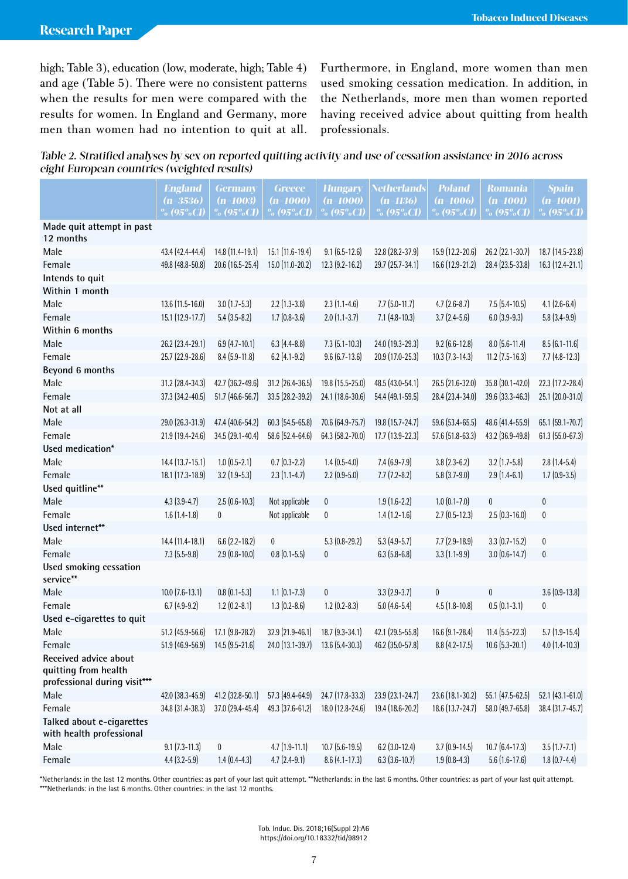high; Table 3), education (low, moderate, high; Table 4) and age (Table 5). There were no consistent patterns when the results for men were compared with the results for women. In England and Germany, more men than women had no intention to quit at all. Furthermore, in England, more women than men used smoking cessation medication. In addition, in the Netherlands, more men than women reported having received advice about quitting from health professionals.

*Table 2. Stratified analyses by sex on reported quitting activity and use of cessation assistance in 2016 across eight European countries (weighted results)*

| | England (n=3536) % (95%CI) | Germany (n=1003) % (95%CI) | Greece (n=1000) % (95%CI) | Hungary (n=1000) % (95%CI) | Netherlands (n=1136) % (95%CI) | Poland (n=1006) % (95%CI) | Romania (n=1001) % (95%CI) | Spain (n=1001) % (95%CI) |
|---|---|---|---|---|---|---|---|---|
| **Made quit attempt in past 12 months** | | | | | | | | |
| Male | 43.4 (42.4-44.4) | 14.8 (11.4-19.1) | 15.1 (11.6-19.4) | 9.1 (6.5-12.6) | 32.8 (28.2-37.9) | 15.9 (12.2-20.6) | 26.2 (22.1-30.7) | 18.7 (14.5-23.8) |
| Female | 49.8 (48.8-50.8) | 20.6 (16.5-25.4) | 15.0 (11.0-20.2) | 12.3 (9.2-16.2) | 29.7 (25.7-34.1) | 16.6 (12.9-21.2) | 28.4 (23.5-33.8) | 16.3 (12.4-21.1) |
| **Intends to quit** | | | | | | | | |
| **Within 1 month** | | | | | | | | |
| Male | 13.6 (11.5-16.0) | 3.0 (1.7-5.3) | 2.2 (1.3-3.8) | 2.3 (1.1-4.6) | 7.7 (5.0-11.7) | 4.7 (2.6-8.7) | 7.5 (5.4-10.5) | 4.1 (2.6-6.4) |
| Female | 15.1 (12.9-17.7) | 5.4 (3.5-8.2) | 1.7 (0.8-3.6) | 2.0 (1.1-3.7) | 7.1 (4.8-10.3) | 3.7 (2.4-5.6) | 6.0 (3.9-9.3) | 5.8 (3.4-9.9) |
| **Within 6 months** | | | | | | | | |
| Male | 26.2 (23.4-29.1) | 6.9 (4.7-10.1) | 6.3 (4.4-8.8) | 7.3 (5.1-10.3) | 24.0 (19.3-29.3) | 9.2 (6.6-12.8) | 8.0 (5.6-11.4) | 8.5 (6.1-11.6) |
| Female | 25.7 (22.9-28.6) | 8.4 (5.9-11.8) | 6.2 (4.1-9.2) | 9.6 (6.7-13.6) | 20.9 (17.0-25.3) | 10.3 (7.3-14.3) | 11.2 (7.5-16.3) | 7.7 (4.8-12.3) |
| **Beyond 6 months** | | | | | | | | |
| Male | 31.2 (28.4-34.3) | 42.7 (36.2-49.6) | 31.2 (26.4-36.5) | 19.8 (15.5-25.0) | 48.5 (43.0-54.1) | 26.5 (21.6-32.0) | 35.8 (30.1-42.0) | 22.3 (17.2-28.4) |
| Female | 37.3 (34.2-40.5) | 51.7 (46.6-56.7) | 33.5 (28.2-39.2) | 24.1 (18.6-30.6) | 54.4 (49.1-59.5) | 28.4 (23.4-34.0) | 39.6 (33.3-46.3) | 25.1 (20.0-31.0) |
| **Not at all** | | | | | | | | |
| Male | 29.0 (26.3-31.9) | 47.4 (40.6-54.2) | 60.3 (54.5-65.8) | 70.6 (64.9-75.7) | 19.8 (15.7-24.7) | 59.6 (53.4-65.5) | 48.6 (41.4-55.9) | 65.1 (59.1-70.7) |
| Female | 21.9 (19.4-24.6) | 34.5 (29.1-40.4) | 58.6 (52.4-64.6) | 64.3 (58.2-70.0) | 17.7 (13.9-22.3) | 57.6 (51.8-63.3) | 43.2 (36.9-49.8) | 61.3 (55.0-67.3) |
| **Used medication*** | | | | | | | | |
| Male | 14.4 (13.7-15.1) | 1.0 (0.5-2.1) | 0.7 (0.3-2.2) | 1.4 (0.5-4.0) | 7.4 (6.9-7.9) | 3.8 (2.3-6.2) | 3.2 (1.7-5.8) | 2.8 (1.4-5.4) |
| Female | 18.1 (17.3-18.9) | 3.2 (1.9-5.3) | 2.3 (1.1-4.7) | 2.2 (0.9-5.0) | 7.7 (7.2-8.2) | 5.8 (3.7-9.0) | 2.9 (1.4-6.1) | 1.7 (0.9-3.5) |
| **Used quitline**** | | | | | | | | |
| Male | 4.3 (3.9-4.7) | 2.5 (0.6-10.3) | Not applicable | 0 | 1.9 (1.6-2.2) | 1.0 (0.1-7.0) | 0 | 0 |
| Female | 1.6 (1.4-1.8) | 0 | Not applicable | 0 | 1.4 (1.2-1.6) | 2.7 (0.5-12.3) | 2.5 (0.3-16.0) | 0 |
| **Used internet**** | | | | | | | | |
| Male | 14.4 (11.4-18.1) | 6.6 (2.2-18.2) | 0 | 5.3 (0.8-29.2) | 5.3 (4.9-5.7) | 7.7 (2.9-18.9) | 3.3 (0.7-15.2) | 0 |
| Female | 7.3 (5.5-9.8) | 2.9 (0.8-10.0) | 0.8 (0.1-5.5) | 0 | 6.3 (5.8-6.8) | 3.3 (1.1-9.9) | 3.0 (0.6-14.7) | 0 |
| **Used smoking cessation service**** | | | | | | | | |
| Male | 10.0 (7.6-13.1) | 0.8 (0.1-5.3) | 1.1 (0.1-7.3) | 0 | 3.3 (2.9-3.7) | 0 | 0 | 3.6 (0.9-13.8) |
| Female | 6.7 (4.9-9.2) | 1.2 (0.2-8.1) | 1.3 (0.2-8.6) | 1.2 (0.2-8.3) | 5.0 (4.6-5.4) | 4.5 (1.8-10.8) | 0.5 (0.1-3.1) | 0 |
| **Used e-cigarettes to quit** | | | | | | | | |
| Male | 51.2 (45.9-56.6) | 17.1 (9.8-28.2) | 32.9 (21.9-46.1) | 18.7 (9.3-34.1) | 42.1 (29.5-55.8) | 16.6 (9.1-28.4) | 11.4 (5.5-22.3) | 5.7 (1.9-15.4) |
| Female | 51.9 (46.9-56.9) | 14.5 (9.5-21.6) | 24.0 (13.1-39.7) | 13.6 (5.4-30.3) | 46.2 (35.0-57.8) | 8.8 (4.2-17.5) | 10.6 (5.3-20.1) | 4.0 (1.4-10.3) |
| **Received advice about quitting from health professional during visit***** | | | | | | | | |
| Male | 42.0 (38.3-45.9) | 41.2 (32.8-50.1) | 57.3 (49.4-64.9) | 24.7 (17.8-33.3) | 23.9 (23.1-24.7) | 23.6 (18.1-30.2) | 55.1 (47.5-62.5) | 52.1 (43.1-61.0) |
| Female | 34.8 (31.4-38.3) | 37.0 (29.4-45.4) | 49.3 (37.6-61.2) | 18.0 (12.8-24.6) | 19.4 (18.6-20.2) | 18.6 (13.7-24.7) | 58.0 (49.7-65.8) | 38.4 (31.7-45.7) |
| **Talked about e-cigarettes with health professional** | | | | | | | | |
| Male | 9.1 (7.3-11.3) | 0 | 4.7 (1.9-11.1) | 10.7 (5.6-19.5) | 6.2 (3.0-12.4) | 3.7 (0.9-14.5) | 10.7 (6.4-17.3) | 3.5 (1.7-7.1) |
| Female | 4.4 (3.2-5.9) | 1.4 (0.4-4.3) | 4.7 (2.4-9.1) | 8.6 (4.1-17.3) | 6.3 (3.6-10.7) | 1.9 (0.8-4.3) | 5.6 (1.6-17.6) | 1.8 (0.7-4.4) |

*Netherlands: in the last 12 months. Other countries: as part of your last quit attempt. **Netherlands: in the last 6 months. Other countries: as part of your last quit attempt. ***Netherlands: in the last 6 months. Other countries: in the last 12 months.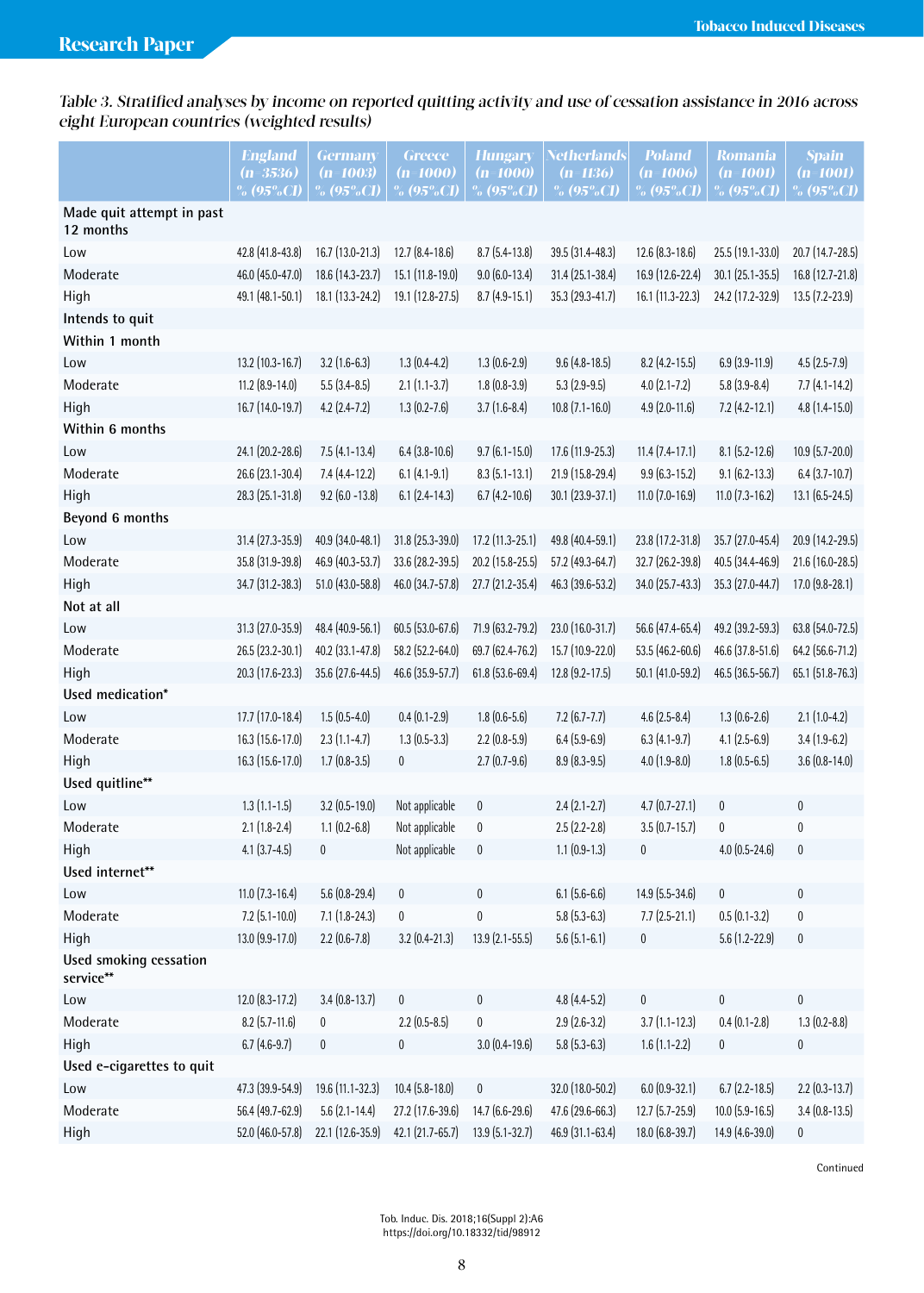*Table 3. Stratified analyses by income on reported quitting activity and use of cessation assistance in 2016 across eight European countries (weighted results)*

| | England (n=3536) % (95%CI) | Germany (n=1003) % (95%CI) | Greece (n=1000) % (95%CI) | Hungary (n=1000) % (95%CI) | Netherlands (n=1136) % (95%CI) | Poland (n=1006) % (95%CI) | Romania (n=1001) % (95%CI) | Spain (n=1001) % (95%CI) |
|---|---|---|---|---|---|---|---|---|
| **Made quit attempt in past 12 months** | | | | | | | | |
| Low | 42.8 (41.8-43.8) | 16.7 (13.0-21.3) | 12.7 (8.4-18.6) | 8.7 (5.4-13.8) | 39.5 (31.4-48.3) | 12.6 (8.3-18.6) | 25.5 (19.1-33.0) | 20.7 (14.7-28.5) |
| Moderate | 46.0 (45.0-47.0) | 18.6 (14.3-23.7) | 15.1 (11.8-19.0) | 9.0 (6.0-13.4) | 31.4 (25.1-38.4) | 16.9 (12.6-22.4) | 30.1 (25.1-35.5) | 16.8 (12.7-21.8) |
| High | 49.1 (48.1-50.1) | 18.1 (13.3-24.2) | 19.1 (12.8-27.5) | 8.7 (4.9-15.1) | 35.3 (29.3-41.7) | 16.1 (11.3-22.3) | 24.2 (17.2-32.9) | 13.5 (7.2-23.9) |
| **Intends to quit** | | | | | | | | |
| **Within 1 month** | | | | | | | | |
| Low | 13.2 (10.3-16.7) | 3.2 (1.6-6.3) | 1.3 (0.4-4.2) | 1.3 (0.6-2.9) | 9.6 (4.8-18.5) | 8.2 (4.2-15.5) | 6.9 (3.9-11.9) | 4.5 (2.5-7.9) |
| Moderate | 11.2 (8.9-14.0) | 5.5 (3.4-8.5) | 2.1 (1.1-3.7) | 1.8 (0.8-3.9) | 5.3 (2.9-9.5) | 4.0 (2.1-7.2) | 5.8 (3.9-8.4) | 7.7 (4.1-14.2) |
| High | 16.7 (14.0-19.7) | 4.2 (2.4-7.2) | 1.3 (0.2-7.6) | 3.7 (1.6-8.4) | 10.8 (7.1-16.0) | 4.9 (2.0-11.6) | 7.2 (4.2-12.1) | 4.8 (1.4-15.0) |
| **Within 6 months** | | | | | | | | |
| Low | 24.1 (20.2-28.6) | 7.5 (4.1-13.4) | 6.4 (3.8-10.6) | 9.7 (6.1-15.0) | 17.6 (11.9-25.3) | 11.4 (7.4-17.1) | 8.1 (5.2-12.6) | 10.9 (5.7-20.0) |
| Moderate | 26.6 (23.1-30.4) | 7.4 (4.4-12.2) | 6.1 (4.1-9.1) | 8.3 (5.1-13.1) | 21.9 (15.8-29.4) | 9.9 (6.3-15.2) | 9.1 (6.2-13.3) | 6.4 (3.7-10.7) |
| High | 28.3 (25.1-31.8) | 9.2 (6.0 -13.8) | 6.1 (2.4-14.3) | 6.7 (4.2-10.6) | 30.1 (23.9-37.1) | 11.0 (7.0-16.9) | 11.0 (7.3-16.2) | 13.1 (6.5-24.5) |
| **Beyond 6 months** | | | | | | | | |
| Low | 31.4 (27.3-35.9) | 40.9 (34.0-48.1) | 31.8 (25.3-39.0) | 17.2 (11.3-25.1) | 49.8 (40.4-59.1) | 23.8 (17.2-31.8) | 35.7 (27.0-45.4) | 20.9 (14.2-29.5) |
| Moderate | 35.8 (31.9-39.8) | 46.9 (40.3-53.7) | 33.6 (28.2-39.5) | 20.2 (15.8-25.5) | 57.2 (49.3-64.7) | 32.7 (26.2-39.8) | 40.5 (34.4-46.9) | 21.6 (16.0-28.5) |
| High | 34.7 (31.2-38.3) | 51.0 (43.0-58.8) | 46.0 (34.7-57.8) | 27.7 (21.2-35.4) | 46.3 (39.6-53.2) | 34.0 (25.7-43.3) | 35.3 (27.0-44.7) | 17.0 (9.8-28.1) |
| **Not at all** | | | | | | | | |
| Low | 31.3 (27.0-35.9) | 48.4 (40.9-56.1) | 60.5 (53.0-67.6) | 71.9 (63.2-79.2) | 23.0 (16.0-31.7) | 56.6 (47.4-65.4) | 49.2 (39.2-59.3) | 63.8 (54.0-72.5) |
| Moderate | 26.5 (23.2-30.1) | 40.2 (33.1-47.8) | 58.2 (52.2-64.0) | 69.7 (62.4-76.2) | 15.7 (10.9-22.0) | 53.5 (46.2-60.6) | 46.6 (37.8-51.6) | 64.2 (56.6-71.2) |
| High | 20.3 (17.6-23.3) | 35.6 (27.6-44.5) | 46.6 (35.9-57.7) | 61.8 (53.6-69.4) | 12.8 (9.2-17.5) | 50.1 (41.0-59.2) | 46.5 (36.5-56.7) | 65.1 (51.8-76.3) |
| **Used medication*** | | | | | | | | |
| Low | 17.7 (17.0-18.4) | 1.5 (0.5-4.0) | 0.4 (0.1-2.9) | 1.8 (0.6-5.6) | 7.2 (6.7-7.7) | 4.6 (2.5-8.4) | 1.3 (0.6-2.6) | 2.1 (1.0-4.2) |
| Moderate | 16.3 (15.6-17.0) | 2.3 (1.1-4.7) | 1.3 (0.5-3.3) | 2.2 (0.8-5.9) | 6.4 (5.9-6.9) | 6.3 (4.1-9.7) | 4.1 (2.5-6.9) | 3.4 (1.9-6.2) |
| High | 16.3 (15.6-17.0) | 1.7 (0.8-3.5) | 0 | 2.7 (0.7-9.6) | 8.9 (8.3-9.5) | 4.0 (1.9-8.0) | 1.8 (0.5-6.5) | 3.6 (0.8-14.0) |
| **Used quitline**** | | | | | | | | |
| Low | 1.3 (1.1-1.5) | 3.2 (0.5-19.0) | Not applicable | 0 | 2.4 (2.1-2.7) | 4.7 (0.7-27.1) | 0 | 0 |
| Moderate | 2.1 (1.8-2.4) | 1.1 (0.2-6.8) | Not applicable | 0 | 2.5 (2.2-2.8) | 3.5 (0.7-15.7) | 0 | 0 |
| High | 4.1 (3.7-4.5) | 0 | Not applicable | 0 | 1.1 (0.9-1.3) | 0 | 4.0 (0.5-24.6) | 0 |
| **Used internet**** | | | | | | | | |
| Low | 11.0 (7.3-16.4) | 5.6 (0.8-29.4) | 0 | 0 | 6.1 (5.6-6.6) | 14.9 (5.5-34.6) | 0 | 0 |
| Moderate | 7.2 (5.1-10.0) | 7.1 (1.8-24.3) | 0 | 0 | 5.8 (5.3-6.3) | 7.7 (2.5-21.1) | 0.5 (0.1-3.2) | 0 |
| High | 13.0 (9.9-17.0) | 2.2 (0.6-7.8) | 3.2 (0.4-21.3) | 13.9 (2.1-55.5) | 5.6 (5.1-6.1) | 0 | 5.6 (1.2-22.9) | 0 |
| **Used smoking cessation service**** | | | | | | | | |
| Low | 12.0 (8.3-17.2) | 3.4 (0.8-13.7) | 0 | 0 | 4.8 (4.4-5.2) | 0 | 0 | 0 |
| Moderate | 8.2 (5.7-11.6) | 0 | 2.2 (0.5-8.5) | 0 | 2.9 (2.6-3.2) | 3.7 (1.1-12.3) | 0.4 (0.1-2.8) | 1.3 (0.2-8.8) |
| High | 6.7 (4.6-9.7) | 0 | 0 | 3.0 (0.4-19.6) | 5.8 (5.3-6.3) | 1.6 (1.1-2.2) | 0 | 0 |
| **Used e-cigarettes to quit** | | | | | | | | |
| Low | 47.3 (39.9-54.9) | 19.6 (11.1-32.3) | 10.4 (5.8-18.0) | 0 | 32.0 (18.0-50.2) | 6.0 (0.9-32.1) | 6.7 (2.2-18.5) | 2.2 (0.3-13.7) |
| Moderate | 56.4 (49.7-62.9) | 5.6 (2.1-14.4) | 27.2 (17.6-39.6) | 14.7 (6.6-29.6) | 47.6 (29.6-66.3) | 12.7 (5.7-25.9) | 10.0 (5.9-16.5) | 3.4 (0.8-13.5) |
| High | 52.0 (46.0-57.8) | 22.1 (12.6-35.9) | 42.1 (21.7-65.7) | 13.9 (5.1-32.7) | 46.9 (31.1-63.4) | 18.0 (6.8-39.7) | 14.9 (4.6-39.0) | 0 |

Continued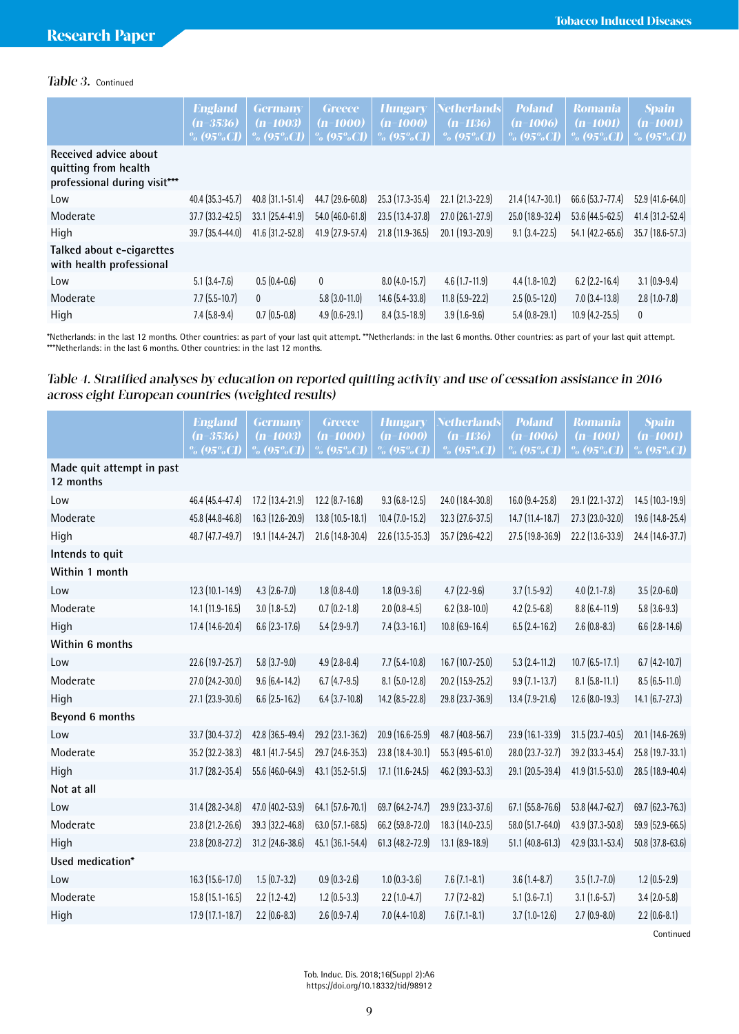*Table 3.* Continued

| | England (n=3536) % (95%CI) | Germany (n=1003) % (95%CI) | Greece (n=1000) % (95%CI) | Hungary (n=1000) % (95%CI) | Netherlands (n=1136) % (95%CI) | Poland (n=1006) % (95%CI) | Romania (n=1001) % (95%CI) | Spain (n=1001) % (95%CI) |
|---|---|---|---|---|---|---|---|---|
| Received advice about quitting from health professional during visit*** | | | | | | | | |
| Low | 40.4 (35.3-45.7) | 40.8 (31.1-51.4) | 44.7 (29.6-60.8) | 25.3 (17.3-35.4) | 22.1 (21.3-22.9) | 21.4 (14.7-30.1) | 66.6 (53.7-77.4) | 52.9 (41.6-64.0) |
| Moderate | 37.7 (33.2-42.5) | 33.1 (25.4-41.9) | 54.0 (46.0-61.8) | 23.5 (13.4-37.8) | 27.0 (26.1-27.9) | 25.0 (18.9-32.4) | 53.6 (44.5-62.5) | 41.4 (31.2-52.4) |
| High | 39.7 (35.4-44.0) | 41.6 (31.2-52.8) | 41.9 (27.9-57.4) | 21.8 (11.9-36.5) | 20.1 (19.3-20.9) | 9.1 (3.4-22.5) | 54.1 (42.2-65.6) | 35.7 (18.6-57.3) |
| Talked about e-cigarettes with health professional | | | | | | | | |
| Low | 5.1 (3.4-7.6) | 0.5 (0.4-0.6) | 0 | 8.0 (4.0-15.7) | 4.6 (1.7-11.9) | 4.4 (1.8-10.2) | 6.2 (2.2-16.4) | 3.1 (0.9-9.4) |
| Moderate | 7.7 (5.5-10.7) | 0 | 5.8 (3.0-11.0) | 14.6 (5.4-33.8) | 11.8 (5.9-22.2) | 2.5 (0.5-12.0) | 7.0 (3.4-13.8) | 2.8 (1.0-7.8) |
| High | 7.4 (5.8-9.4) | 0.7 (0.5-0.8) | 4.9 (0.6-29.1) | 8.4 (3.5-18.9) | 3.9 (1.6-9.6) | 5.4 (0.8-29.1) | 10.9 (4.2-25.5) | 0 |

*Netherlands: in the last 12 months. Other countries: as part of your last quit attempt. **Netherlands: in the last 6 months. Other countries: as part of your last quit attempt. ***Netherlands: in the last 6 months. Other countries: in the last 12 months.

*Table 4. Stratified analyses by education on reported quitting activity and use of cessation assistance in 2016 across eight European countries (weighted results)*

| | England (n=3536) % (95%CI) | Germany (n=1003) % (95%CI) | Greece (n=1000) % (95%CI) | Hungary (n=1000) % (95%CI) | Netherlands (n=1136) % (95%CI) | Poland (n=1006) % (95%CI) | Romania (n=1001) % (95%CI) | Spain (n=1001) % (95%CI) |
|---|---|---|---|---|---|---|---|---|
| Made quit attempt in past 12 months | | | | | | | | |
| Low | 46.4 (45.4-47.4) | 17.2 (13.4-21.9) | 12.2 (8.7-16.8) | 9.3 (6.8-12.5) | 24.0 (18.4-30.8) | 16.0 (9.4-25.8) | 29.1 (22.1-37.2) | 14.5 (10.3-19.9) |
| Moderate | 45.8 (44.8-46.8) | 16.3 (12.6-20.9) | 13.8 (10.5-18.1) | 10.4 (7.0-15.2) | 32.3 (27.6-37.5) | 14.7 (11.4-18.7) | 27.3 (23.0-32.0) | 19.6 (14.8-25.4) |
| High | 48.7 (47.7-49.7) | 19.1 (14.4-24.7) | 21.6 (14.8-30.4) | 22.6 (13.5-35.3) | 35.7 (29.6-42.2) | 27.5 (19.8-36.9) | 22.2 (13.6-33.9) | 24.4 (14.6-37.7) |
| Intends to quit | | | | | | | | |
| Within 1 month | | | | | | | | |
| Low | 12.3 (10.1-14.9) | 4.3 (2.6-7.0) | 1.8 (0.8-4.0) | 1.8 (0.9-3.6) | 4.7 (2.2-9.6) | 3.7 (1.5-9.2) | 4.0 (2.1-7.8) | 3.5 (2.0-6.0) |
| Moderate | 14.1 (11.9-16.5) | 3.0 (1.8-5.2) | 0.7 (0.2-1.8) | 2.0 (0.8-4.5) | 6.2 (3.8-10.0) | 4.2 (2.5-6.8) | 8.8 (6.4-11.9) | 5.8 (3.6-9.3) |
| High | 17.4 (14.6-20.4) | 6.6 (2.3-17.6) | 5.4 (2.9-9.7) | 7.4 (3.3-16.1) | 10.8 (6.9-16.4) | 6.5 (2.4-16.2) | 2.6 (0.8-8.3) | 6.6 (2.8-14.6) |
| Within 6 months | | | | | | | | |
| Low | 22.6 (19.7-25.7) | 5.8 (3.7-9.0) | 4.9 (2.8-8.4) | 7.7 (5.4-10.8) | 16.7 (10.7-25.0) | 5.3 (2.4-11.2) | 10.7 (6.5-17.1) | 6.7 (4.2-10.7) |
| Moderate | 27.0 (24.2-30.0) | 9.6 (6.4-14.2) | 6.7 (4.7-9.5) | 8.1 (5.0-12.8) | 20.2 (15.9-25.2) | 9.9 (7.1-13.7) | 8.1 (5.8-11.1) | 8.5 (6.5-11.0) |
| High | 27.1 (23.9-30.6) | 6.6 (2.5-16.2) | 6.4 (3.7-10.8) | 14.2 (8.5-22.8) | 29.8 (23.7-36.9) | 13.4 (7.9-21.6) | 12.6 (8.0-19.3) | 14.1 (6.7-27.3) |
| Beyond 6 months | | | | | | | | |
| Low | 33.7 (30.4-37.2) | 42.8 (36.5-49.4) | 29.2 (23.1-36.2) | 20.9 (16.6-25.9) | 48.7 (40.8-56.7) | 23.9 (16.1-33.9) | 31.5 (23.7-40.5) | 20.1 (14.6-26.9) |
| Moderate | 35.2 (32.2-38.3) | 48.1 (41.7-54.5) | 29.7 (24.6-35.3) | 23.8 (18.4-30.1) | 55.3 (49.5-61.0) | 28.0 (23.7-32.7) | 39.2 (33.3-45.4) | 25.8 (19.7-33.1) |
| High | 31.7 (28.2-35.4) | 55.6 (46.0-64.9) | 43.1 (35.2-51.5) | 17.1 (11.6-24.5) | 46.2 (39.3-53.3) | 29.1 (20.5-39.4) | 41.9 (31.5-53.0) | 28.5 (18.9-40.4) |
| Not at all | | | | | | | | |
| Low | 31.4 (28.2-34.8) | 47.0 (40.2-53.9) | 64.1 (57.6-70.1) | 69.7 (64.2-74.7) | 29.9 (23.3-37.6) | 67.1 (55.8-76.6) | 53.8 (44.7-62.7) | 69.7 (62.3-76.3) |
| Moderate | 23.8 (21.2-26.6) | 39.3 (32.2-46.8) | 63.0 (57.1-68.5) | 66.2 (59.8-72.0) | 18.3 (14.0-23.5) | 58.0 (51.7-64.0) | 43.9 (37.3-50.8) | 59.9 (52.9-66.5) |
| High | 23.8 (20.8-27.2) | 31.2 (24.6-38.6) | 45.1 (36.1-54.4) | 61.3 (48.2-72.9) | 13.1 (8.9-18.9) | 51.1 (40.8-61.3) | 42.9 (33.1-53.4) | 50.8 (37.8-63.6) |
| Used medication* | | | | | | | | |
| Low | 16.3 (15.6-17.0) | 1.5 (0.7-3.2) | 0.9 (0.3-2.6) | 1.0 (0.3-3.6) | 7.6 (7.1-8.1) | 3.6 (1.4-8.7) | 3.5 (1.7-7.0) | 1.2 (0.5-2.9) |
| Moderate | 15.8 (15.1-16.5) | 2.2 (1.2-4.2) | 1.2 (0.5-3.3) | 2.2 (1.0-4.7) | 7.7 (7.2-8.2) | 5.1 (3.6-7.1) | 3.1 (1.6-5.7) | 3.4 (2.0-5.8) |
| High | 17.9 (17.1-18.7) | 2.2 (0.6-8.3) | 2.6 (0.9-7.4) | 7.0 (4.4-10.8) | 7.6 (7.1-8.1) | 3.7 (1.0-12.6) | 2.7 (0.9-8.0) | 2.2 (0.6-8.1) |

Continued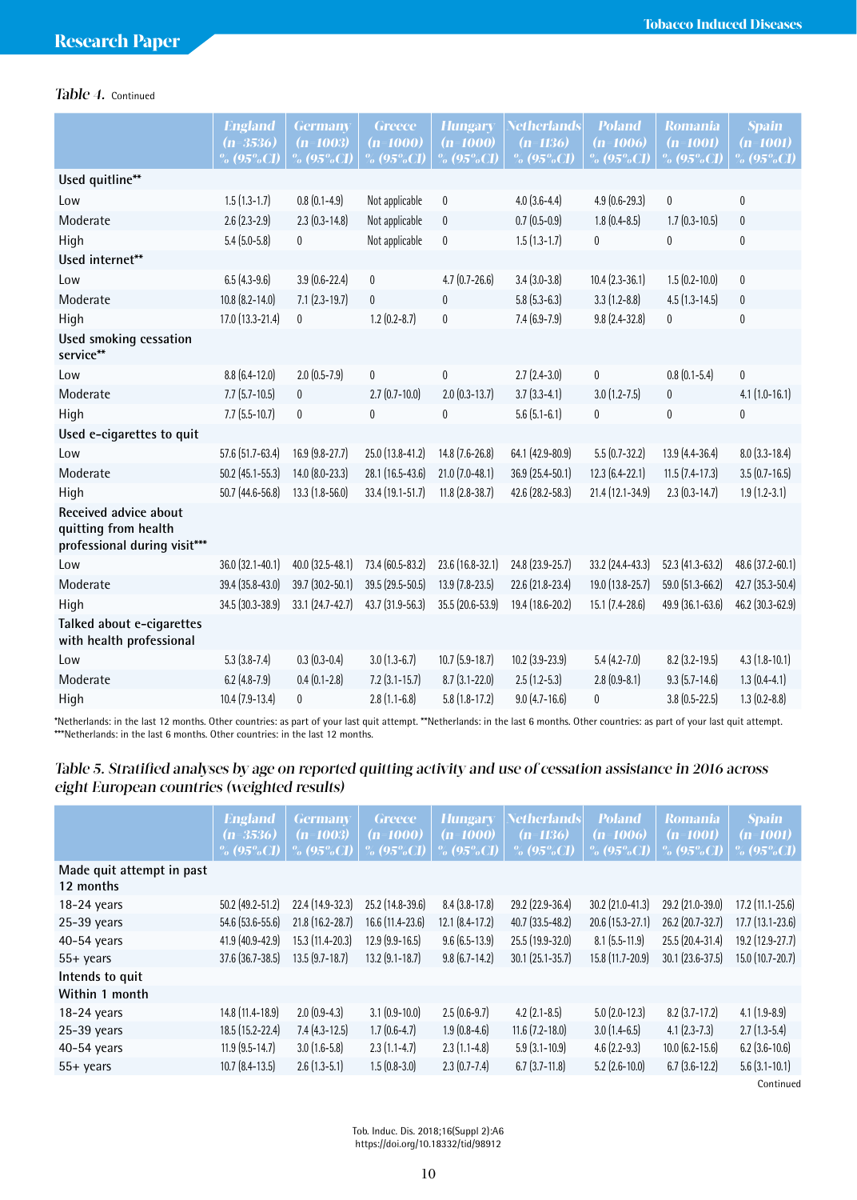*Table 4. Continued*

| | England (n=3536) % (95%CI) | Germany (n=1003) % (95%CI) | Greece (n=1000) % (95%CI) | Hungary (n=1000) % (95%CI) | Netherlands (n=1136) % (95%CI) | Poland (n=1006) % (95%CI) | Romania (n=1001) % (95%CI) | Spain (n=1001) % (95%CI) |
|---|---|---|---|---|---|---|---|---|
| **Used quitline**** | | | | | | | | |
| Low | 1.5 (1.3-1.7) | 0.8 (0.1-4.9) | Not applicable | 0 | 4.0 (3.6-4.4) | 4.9 (0.6-29.3) | 0 | 0 |
| Moderate | 2.6 (2.3-2.9) | 2.3 (0.3-14.8) | Not applicable | 0 | 0.7 (0.5-0.9) | 1.8 (0.4-8.5) | 1.7 (0.3-10.5) | 0 |
| High | 5.4 (5.0-5.8) | 0 | Not applicable | 0 | 1.5 (1.3-1.7) | 0 | 0 | 0 |
| **Used internet**** | | | | | | | | |
| Low | 6.5 (4.3-9.6) | 3.9 (0.6-22.4) | 0 | 4.7 (0.7-26.6) | 3.4 (3.0-3.8) | 10.4 (2.3-36.1) | 1.5 (0.2-10.0) | 0 |
| Moderate | 10.8 (8.2-14.0) | 7.1 (2.3-19.7) | 0 | 0 | 5.8 (5.3-6.3) | 3.3 (1.2-8.8) | 4.5 (1.3-14.5) | 0 |
| High | 17.0 (13.3-21.4) | 0 | 1.2 (0.2-8.7) | 0 | 7.4 (6.9-7.9) | 9.8 (2.4-32.8) | 0 | 0 |
| **Used smoking cessation service**** | | | | | | | | |
| Low | 8.8 (6.4-12.0) | 2.0 (0.5-7.9) | 0 | 0 | 2.7 (2.4-3.0) | 0 | 0.8 (0.1-5.4) | 0 |
| Moderate | 7.7 (5.7-10.5) | 0 | 2.7 (0.7-10.0) | 2.0 (0.3-13.7) | 3.7 (3.3-4.1) | 3.0 (1.2-7.5) | 0 | 4.1 (1.0-16.1) |
| High | 7.7 (5.5-10.7) | 0 | 0 | 0 | 5.6 (5.1-6.1) | 0 | 0 | 0 |
| **Used e-cigarettes to quit** | | | | | | | | |
| Low | 57.6 (51.7-63.4) | 16.9 (9.8-27.7) | 25.0 (13.8-41.2) | 14.8 (7.6-26.8) | 64.1 (42.9-80.9) | 5.5 (0.7-32.2) | 13.9 (4.4-36.4) | 8.0 (3.3-18.4) |
| Moderate | 50.2 (45.1-55.3) | 14.0 (8.0-23.3) | 28.1 (16.5-43.6) | 21.0 (7.0-48.1) | 36.9 (25.4-50.1) | 12.3 (6.4-22.1) | 11.5 (7.4-17.3) | 3.5 (0.7-16.5) |
| High | 50.7 (44.6-56.8) | 13.3 (1.8-56.0) | 33.4 (19.1-51.7) | 11.8 (2.8-38.7) | 42.6 (28.2-58.3) | 21.4 (12.1-34.9) | 2.3 (0.3-14.7) | 1.9 (1.2-3.1) |
| **Received advice about quitting from health professional during visit***** | | | | | | | | |
| Low | 36.0 (32.1-40.1) | 40.0 (32.5-48.1) | 73.4 (60.5-83.2) | 23.6 (16.8-32.1) | 24.8 (23.9-25.7) | 33.2 (24.4-43.3) | 52.3 (41.3-63.2) | 48.6 (37.2-60.1) |
| Moderate | 39.4 (35.8-43.0) | 39.7 (30.2-50.1) | 39.5 (29.5-50.5) | 13.9 (7.8-23.5) | 22.6 (21.8-23.4) | 19.0 (13.8-25.7) | 59.0 (51.3-66.2) | 42.7 (35.3-50.4) |
| High | 34.5 (30.3-38.9) | 33.1 (24.7-42.7) | 43.7 (31.9-56.3) | 35.5 (20.6-53.9) | 19.4 (18.6-20.2) | 15.1 (7.4-28.6) | 49.9 (36.1-63.6) | 46.2 (30.3-62.9) |
| **Talked about e-cigarettes with health professional** | | | | | | | | |
| Low | 5.3 (3.8-7.4) | 0.3 (0.3-0.4) | 3.0 (1.3-6.7) | 10.7 (5.9-18.7) | 10.2 (3.9-23.9) | 5.4 (4.2-7.0) | 8.2 (3.2-19.5) | 4.3 (1.8-10.1) |
| Moderate | 6.2 (4.8-7.9) | 0.4 (0.1-2.8) | 7.2 (3.1-15.7) | 8.7 (3.1-22.0) | 2.5 (1.2-5.3) | 2.8 (0.9-8.1) | 9.3 (5.7-14.6) | 1.3 (0.4-4.1) |
| High | 10.4 (7.9-13.4) | 0 | 2.8 (1.1-6.8) | 5.8 (1.8-17.2) | 9.0 (4.7-16.6) | 0 | 3.8 (0.5-22.5) | 1.3 (0.2-8.8) |

*Netherlands: in the last 12 months. Other countries: as part of your last quit attempt. **Netherlands: in the last 6 months. Other countries: as part of your last quit attempt. ***Netherlands: in the last 6 months. Other countries: in the last 12 months.

*Table 5. Stratified analyses by age on reported quitting activity and use of cessation assistance in 2016 across eight European countries (weighted results)*

| | England (n=3536) % (95%CI) | Germany (n=1003) % (95%CI) | Greece (n=1000) % (95%CI) | Hungary (n=1000) % (95%CI) | Netherlands (n=1136) % (95%CI) | Poland (n=1006) % (95%CI) | Romania (n=1001) % (95%CI) | Spain (n=1001) % (95%CI) |
|---|---|---|---|---|---|---|---|---|
| **Made quit attempt in past 12 months** | | | | | | | | |
| 18-24 years | 50.2 (49.2-51.2) | 22.4 (14.9-32.3) | 25.2 (14.8-39.6) | 8.4 (3.8-17.8) | 29.2 (22.9-36.4) | 30.2 (21.0-41.3) | 29.2 (21.0-39.0) | 17.2 (11.1-25.6) |
| 25-39 years | 54.6 (53.6-55.6) | 21.8 (16.2-28.7) | 16.6 (11.4-23.6) | 12.1 (8.4-17.2) | 40.7 (33.5-48.2) | 20.6 (15.3-27.1) | 26.2 (20.7-32.7) | 17.7 (13.1-23.6) |
| 40-54 years | 41.9 (40.9-42.9) | 15.3 (11.4-20.3) | 12.9 (9.9-16.5) | 9.6 (6.5-13.9) | 25.5 (19.9-32.0) | 8.1 (5.5-11.9) | 25.5 (20.4-31.4) | 19.2 (12.9-27.7) |
| 55+ years | 37.6 (36.7-38.5) | 13.5 (9.7-18.7) | 13.2 (9.1-18.7) | 9.8 (6.7-14.2) | 30.1 (25.1-35.7) | 15.8 (11.7-20.9) | 30.1 (23.6-37.5) | 15.0 (10.7-20.7) |
| **Intends to quit** | | | | | | | | |
| **Within 1 month** | | | | | | | | |
| 18-24 years | 14.8 (11.4-18.9) | 2.0 (0.9-4.3) | 3.1 (0.9-10.0) | 2.5 (0.6-9.7) | 4.2 (2.1-8.5) | 5.0 (2.0-12.3) | 8.2 (3.7-17.2) | 4.1 (1.9-8.9) |
| 25-39 years | 18.5 (15.2-22.4) | 7.4 (4.3-12.5) | 1.7 (0.6-4.7) | 1.9 (0.8-4.6) | 11.6 (7.2-18.0) | 3.0 (1.4-6.5) | 4.1 (2.3-7.3) | 2.7 (1.3-5.4) |
| 40-54 years | 11.9 (9.5-14.7) | 3.0 (1.6-5.8) | 2.3 (1.1-4.7) | 2.3 (1.1-4.8) | 5.9 (3.1-10.9) | 4.6 (2.2-9.3) | 10.0 (6.2-15.6) | 6.2 (3.6-10.6) |
| 55+ years | 10.7 (8.4-13.5) | 2.6 (1.3-5.1) | 1.5 (0.8-3.0) | 2.3 (0.7-7.4) | 6.7 (3.7-11.8) | 5.2 (2.6-10.0) | 6.7 (3.6-12.2) | 5.6 (3.1-10.1) |

Continued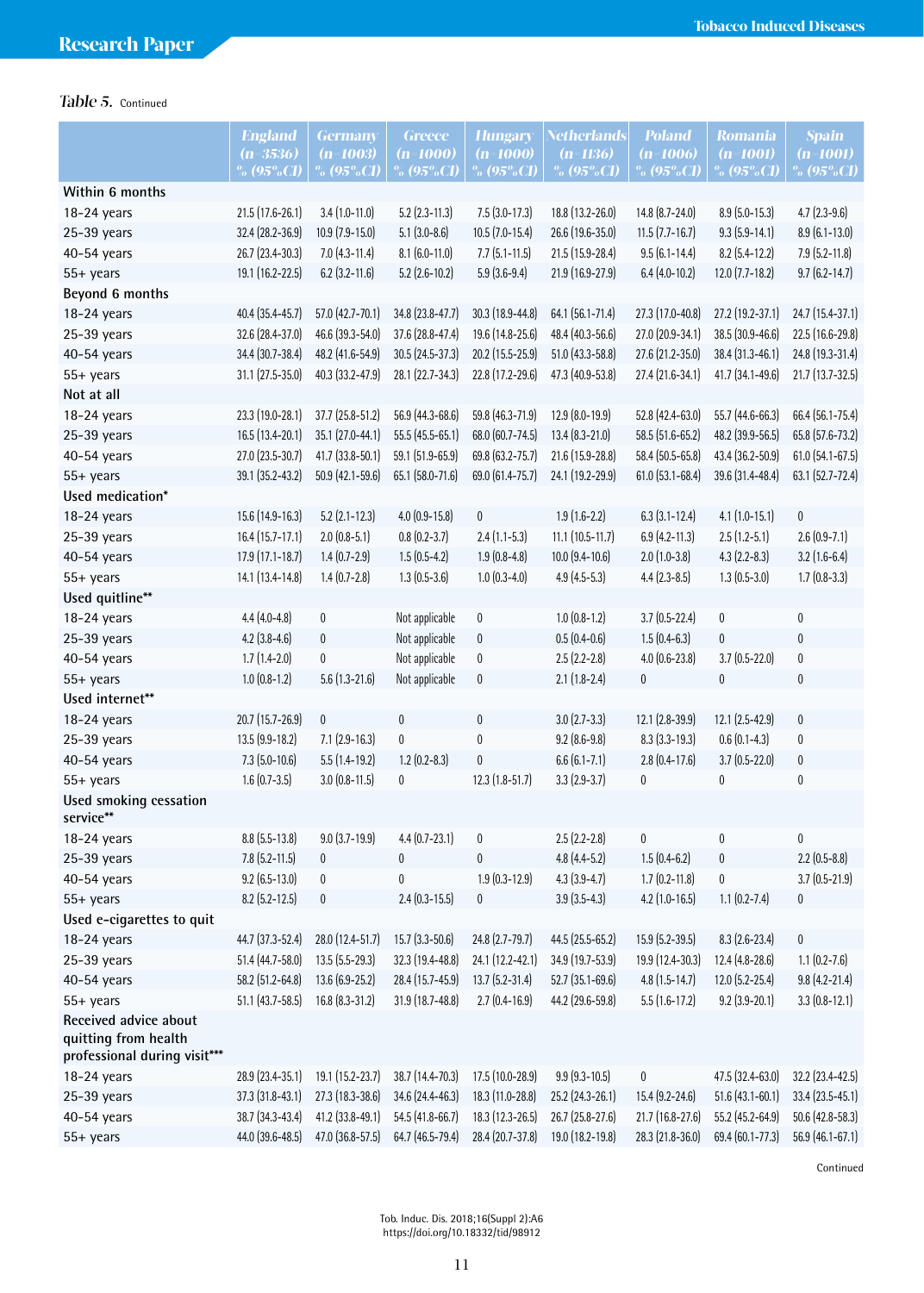*Table 5.* Continued

| | England (n=3536) % (95%CI) | Germany (n=1003) % (95%CI) | Greece (n=1000) % (95%CI) | Hungary (n=1000) % (95%CI) | Netherlands (n=1136) % (95%CI) | Poland (n=1006) % (95%CI) | Romania (n=1001) % (95%CI) | Spain (n=1001) % (95%CI) |
|---|---|---|---|---|---|---|---|---|
| **Within 6 months** | | | | | | | | |
| 18-24 years | 21.5 (17.6-26.1) | 3.4 (1.0-11.0) | 5.2 (2.3-11.3) | 7.5 (3.0-17.3) | 18.8 (13.2-26.0) | 14.8 (8.7-24.0) | 8.9 (5.0-15.3) | 4.7 (2.3-9.6) |
| 25-39 years | 32.4 (28.2-36.9) | 10.9 (7.9-15.0) | 5.1 (3.0-8.6) | 10.5 (7.0-15.4) | 26.6 (19.6-35.0) | 11.5 (7.7-16.7) | 9.3 (5.9-14.1) | 8.9 (6.1-13.0) |
| 40-54 years | 26.7 (23.4-30.3) | 7.0 (4.3-11.4) | 8.1 (6.0-11.0) | 7.7 (5.1-11.5) | 21.5 (15.9-28.4) | 9.5 (6.1-14.4) | 8.2 (5.4-12.2) | 7.9 (5.2-11.8) |
| 55+ years | 19.1 (16.2-22.5) | 6.2 (3.2-11.6) | 5.2 (2.6-10.2) | 5.9 (3.6-9.4) | 21.9 (16.9-27.9) | 6.4 (4.0-10.2) | 12.0 (7.7-18.2) | 9.7 (6.2-14.7) |
| **Beyond 6 months** | | | | | | | | |
| 18-24 years | 40.4 (35.4-45.7) | 57.0 (42.7-70.1) | 34.8 (23.8-47.7) | 30.3 (18.9-44.8) | 64.1 (56.1-71.4) | 27.3 (17.0-40.8) | 27.2 (19.2-37.1) | 24.7 (15.4-37.1) |
| 25-39 years | 32.6 (28.4-37.0) | 46.6 (39.3-54.0) | 37.6 (28.8-47.4) | 19.6 (14.8-25.6) | 48.4 (40.3-56.6) | 27.0 (20.9-34.1) | 38.5 (30.9-46.6) | 22.5 (16.6-29.8) |
| 40-54 years | 34.4 (30.7-38.4) | 48.2 (41.6-54.9) | 30.5 (24.5-37.3) | 20.2 (15.5-25.9) | 51.0 (43.3-58.8) | 27.6 (21.2-35.0) | 38.4 (31.3-46.1) | 24.8 (19.3-31.4) |
| 55+ years | 31.1 (27.5-35.0) | 40.3 (33.2-47.9) | 28.1 (22.7-34.3) | 22.8 (17.2-29.6) | 47.3 (40.9-53.8) | 27.4 (21.6-34.1) | 41.7 (34.1-49.6) | 21.7 (13.7-32.5) |
| **Not at all** | | | | | | | | |
| 18-24 years | 23.3 (19.0-28.1) | 37.7 (25.8-51.2) | 56.9 (44.3-68.6) | 59.8 (46.3-71.9) | 12.9 (8.0-19.9) | 52.8 (42.4-63.0) | 55.7 (44.6-66.3) | 66.4 (56.1-75.4) |
| 25-39 years | 16.5 (13.4-20.1) | 35.1 (27.0-44.1) | 55.5 (45.5-65.1) | 68.0 (60.7-74.5) | 13.4 (8.3-21.0) | 58.5 (51.6-65.2) | 48.2 (39.9-56.5) | 65.8 (57.6-73.2) |
| 40-54 years | 27.0 (23.5-30.7) | 41.7 (33.8-50.1) | 59.1 (51.9-65.9) | 69.8 (63.2-75.7) | 21.6 (15.9-28.8) | 58.4 (50.5-65.8) | 43.4 (36.2-50.9) | 61.0 (54.1-67.5) |
| 55+ years | 39.1 (35.2-43.2) | 50.9 (42.1-59.6) | 65.1 (58.0-71.6) | 69.0 (61.4-75.7) | 24.1 (19.2-29.9) | 61.0 (53.1-68.4) | 39.6 (31.4-48.4) | 63.1 (52.7-72.4) |
| **Used medication*** | | | | | | | | |
| 18-24 years | 15.6 (14.9-16.3) | 5.2 (2.1-12.3) | 4.0 (0.9-15.8) | 0 | 1.9 (1.6-2.2) | 6.3 (3.1-12.4) | 4.1 (1.0-15.1) | 0 |
| 25-39 years | 16.4 (15.7-17.1) | 2.0 (0.8-5.1) | 0.8 (0.2-3.7) | 2.4 (1.1-5.3) | 11.1 (10.5-11.7) | 6.9 (4.2-11.3) | 2.5 (1.2-5.1) | 2.6 (0.9-7.1) |
| 40-54 years | 17.9 (17.1-18.7) | 1.4 (0.7-2.9) | 1.5 (0.5-4.2) | 1.9 (0.8-4.8) | 10.0 (9.4-10.6) | 2.0 (1.0-3.8) | 4.3 (2.2-8.3) | 3.2 (1.6-6.4) |
| 55+ years | 14.1 (13.4-14.8) | 1.4 (0.7-2.8) | 1.3 (0.5-3.6) | 1.0 (0.3-4.0) | 4.9 (4.5-5.3) | 4.4 (2.3-8.5) | 1.3 (0.5-3.0) | 1.7 (0.8-3.3) |
| **Used quitline**** | | | | | | | | |
| 18-24 years | 4.4 (4.0-4.8) | 0 | Not applicable | 0 | 1.0 (0.8-1.2) | 3.7 (0.5-22.4) | 0 | 0 |
| 25-39 years | 4.2 (3.8-4.6) | 0 | Not applicable | 0 | 0.5 (0.4-0.6) | 1.5 (0.4-6.3) | 0 | 0 |
| 40-54 years | 1.7 (1.4-2.0) | 0 | Not applicable | 0 | 2.5 (2.2-2.8) | 4.0 (0.6-23.8) | 3.7 (0.5-22.0) | 0 |
| 55+ years | 1.0 (0.8-1.2) | 5.6 (1.3-21.6) | Not applicable | 0 | 2.1 (1.8-2.4) | 0 | 0 | 0 |
| **Used internet**** | | | | | | | | |
| 18-24 years | 20.7 (15.7-26.9) | 0 | 0 | 0 | 3.0 (2.7-3.3) | 12.1 (2.8-39.9) | 12.1 (2.5-42.9) | 0 |
| 25-39 years | 13.5 (9.9-18.2) | 7.1 (2.9-16.3) | 0 | 0 | 9.2 (8.6-9.8) | 8.3 (3.3-19.3) | 0.6 (0.1-4.3) | 0 |
| 40-54 years | 7.3 (5.0-10.6) | 5.5 (1.4-19.2) | 1.2 (0.2-8.3) | 0 | 6.6 (6.1-7.1) | 2.8 (0.4-17.6) | 3.7 (0.5-22.0) | 0 |
| 55+ years | 1.6 (0.7-3.5) | 3.0 (0.8-11.5) | 0 | 12.3 (1.8-51.7) | 3.3 (2.9-3.7) | 0 | 0 | 0 |
| **Used smoking cessation service**** | | | | | | | | |
| 18-24 years | 8.8 (5.5-13.8) | 9.0 (3.7-19.9) | 4.4 (0.7-23.1) | 0 | 2.5 (2.2-2.8) | 0 | 0 | 0 |
| 25-39 years | 7.8 (5.2-11.5) | 0 | 0 | 0 | 4.8 (4.4-5.2) | 1.5 (0.4-6.2) | 0 | 2.2 (0.5-8.8) |
| 40-54 years | 9.2 (6.5-13.0) | 0 | 0 | 1.9 (0.3-12.9) | 4.3 (3.9-4.7) | 1.7 (0.2-11.8) | 0 | 3.7 (0.5-21.9) |
| 55+ years | 8.2 (5.2-12.5) | 0 | 2.4 (0.3-15.5) | 0 | 3.9 (3.5-4.3) | 4.2 (1.0-16.5) | 1.1 (0.2-7.4) | 0 |
| **Used e-cigarettes to quit** | | | | | | | | |
| 18-24 years | 44.7 (37.3-52.4) | 28.0 (12.4-51.7) | 15.7 (3.3-50.6) | 24.8 (2.7-79.7) | 44.5 (25.5-65.2) | 15.9 (5.2-39.5) | 8.3 (2.6-23.4) | 0 |
| 25-39 years | 51.4 (44.7-58.0) | 13.5 (5.5-29.3) | 32.3 (19.4-48.8) | 24.1 (12.2-42.1) | 34.9 (19.7-53.9) | 19.9 (12.4-30.3) | 12.4 (4.8-28.6) | 1.1 (0.2-7.6) |
| 40-54 years | 58.2 (51.2-64.8) | 13.6 (6.9-25.2) | 28.4 (15.7-45.9) | 13.7 (5.2-31.4) | 52.7 (35.1-69.6) | 4.8 (1.5-14.7) | 12.0 (5.2-25.4) | 9.8 (4.2-21.4) |
| 55+ years | 51.1 (43.7-58.5) | 16.8 (8.3-31.2) | 31.9 (18.7-48.8) | 2.7 (0.4-16.9) | 44.2 (29.6-59.8) | 5.5 (1.6-17.2) | 9.2 (3.9-20.1) | 3.3 (0.8-12.1) |
| **Received advice about quitting from health professional during visit***** | | | | | | | | |
| 18-24 years | 28.9 (23.4-35.1) | 19.1 (15.2-23.7) | 38.7 (14.4-70.3) | 17.5 (10.0-28.9) | 9.9 (9.3-10.5) | 0 | 47.5 (32.4-63.0) | 32.2 (23.4-42.5) |
| 25-39 years | 37.3 (31.8-43.1) | 27.3 (18.3-38.6) | 34.6 (24.4-46.3) | 18.3 (11.0-28.8) | 25.2 (24.3-26.1) | 15.4 (9.2-24.6) | 51.6 (43.1-60.1) | 33.4 (23.5-45.1) |
| 40-54 years | 38.7 (34.3-43.4) | 41.2 (33.8-49.1) | 54.5 (41.8-66.7) | 18.3 (12.3-26.5) | 26.7 (25.8-27.6) | 21.7 (16.8-27.6) | 55.2 (45.2-64.9) | 50.6 (42.8-58.3) |
| 55+ years | 44.0 (39.6-48.5) | 47.0 (36.8-57.5) | 64.7 (46.5-79.4) | 28.4 (20.7-37.8) | 19.0 (18.2-19.8) | 28.3 (21.8-36.0) | 69.4 (60.1-77.3) | 56.9 (46.1-67.1) |

Continued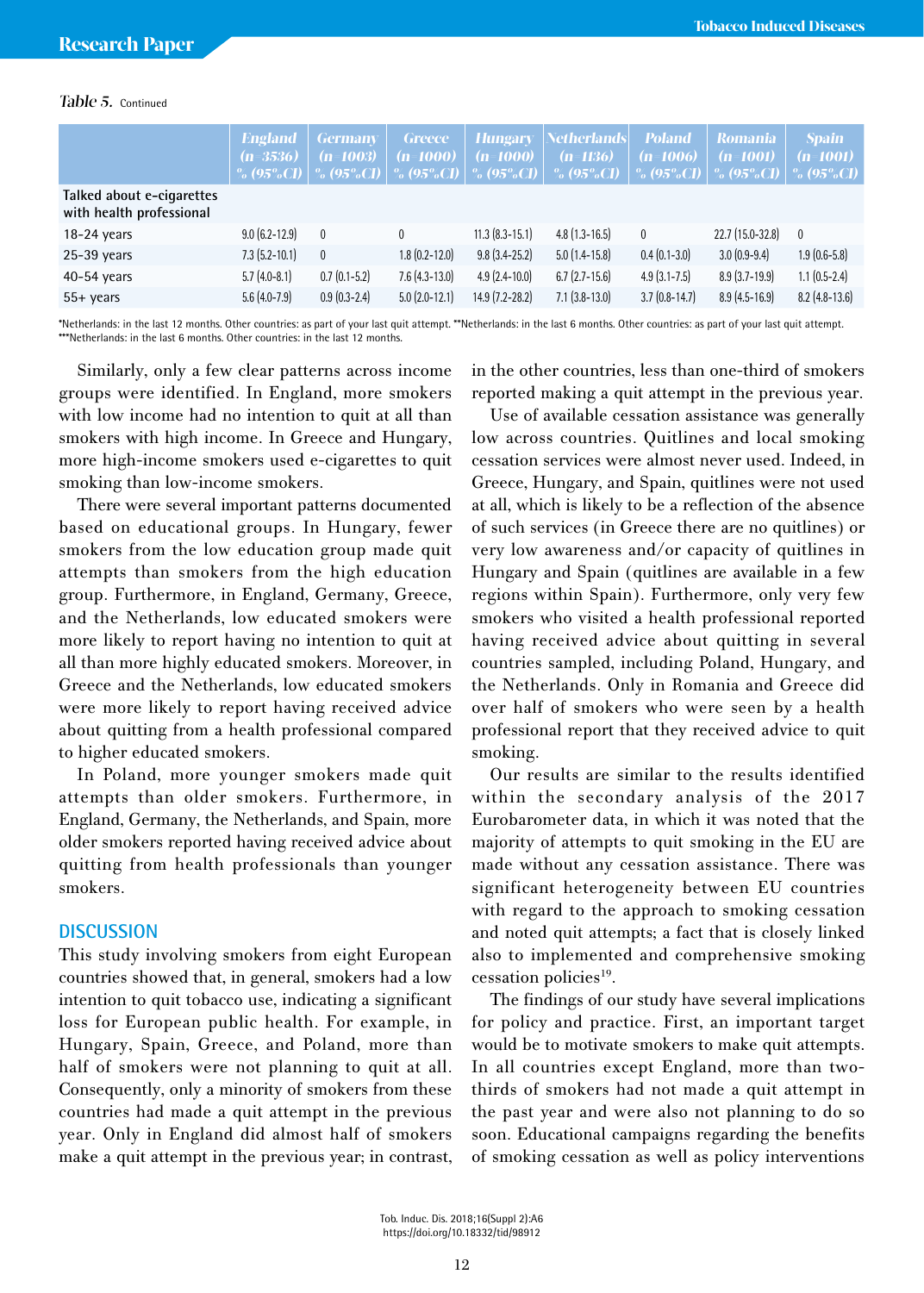*Table 5.* Continued

| | England (n=3536) % (95%CI) | Germany (n=1003) % (95%CI) | Greece (n=1000) % (95%CI) | Hungary (n=1000) % (95%CI) | Netherlands (n=1136) % (95%CI) | Poland (n=1006) % (95%CI) | Romania (n=1001) % (95%CI) | Spain (n=1001) % (95%CI) |
|---|---|---|---|---|---|---|---|---|
| Talked about e-cigarettes with health professional | | | | | | | | |
| 18-24 years | 9.0 (6.2-12.9) | 0 | 0 | 11.3 (8.3-15.1) | 4.8 (1.3-16.5) | 0 | 22.7 (15.0-32.8) | 0 |
| 25-39 years | 7.3 (5.2-10.1) | 0 | 1.8 (0.2-12.0) | 9.8 (3.4-25.2) | 5.0 (1.4-15.8) | 0.4 (0.1-3.0) | 3.0 (0.9-9.4) | 1.9 (0.6-5.8) |
| 40-54 years | 5.7 (4.0-8.1) | 0.7 (0.1-5.2) | 7.6 (4.3-13.0) | 4.9 (2.4-10.0) | 6.7 (2.7-15.6) | 4.9 (3.1-7.5) | 8.9 (3.7-19.9) | 1.1 (0.5-2.4) |
| 55+ years | 5.6 (4.0-7.9) | 0.9 (0.3-2.4) | 5.0 (2.0-12.1) | 14.9 (7.2-28.2) | 7.1 (3.8-13.0) | 3.7 (0.8-14.7) | 8.9 (4.5-16.9) | 8.2 (4.8-13.6) |

*Netherlands: in the last 12 months. Other countries: as part of your last quit attempt. **Netherlands: in the last 6 months. Other countries: as part of your last quit attempt. ***Netherlands: in the last 6 months. Other countries: in the last 12 months.

Similarly, only a few clear patterns across income groups were identified. In England, more smokers with low income had no intention to quit at all than smokers with high income. In Greece and Hungary, more high-income smokers used e-cigarettes to quit smoking than low-income smokers.

There were several important patterns documented based on educational groups. In Hungary, fewer smokers from the low education group made quit attempts than smokers from the high education group. Furthermore, in England, Germany, Greece, and the Netherlands, low educated smokers were more likely to report having no intention to quit at all than more highly educated smokers. Moreover, in Greece and the Netherlands, low educated smokers were more likely to report having received advice about quitting from a health professional compared to higher educated smokers.

In Poland, more younger smokers made quit attempts than older smokers. Furthermore, in England, Germany, the Netherlands, and Spain, more older smokers reported having received advice about quitting from health professionals than younger smokers.

## DISCUSSION

This study involving smokers from eight European countries showed that, in general, smokers had a low intention to quit tobacco use, indicating a significant loss for European public health. For example, in Hungary, Spain, Greece, and Poland, more than half of smokers were not planning to quit at all. Consequently, only a minority of smokers from these countries had made a quit attempt in the previous year. Only in England did almost half of smokers make a quit attempt in the previous year; in contrast, in the other countries, less than one-third of smokers reported making a quit attempt in the previous year.

Use of available cessation assistance was generally low across countries. Quitlines and local smoking cessation services were almost never used. Indeed, in Greece, Hungary, and Spain, quitlines were not used at all, which is likely to be a reflection of the absence of such services (in Greece there are no quitlines) or very low awareness and/or capacity of quitlines in Hungary and Spain (quitlines are available in a few regions within Spain). Furthermore, only very few smokers who visited a health professional reported having received advice about quitting in several countries sampled, including Poland, Hungary, and the Netherlands. Only in Romania and Greece did over half of smokers who were seen by a health professional report that they received advice to quit smoking.

Our results are similar to the results identified within the secondary analysis of the 2017 Eurobarometer data, in which it was noted that the majority of attempts to quit smoking in the EU are made without any cessation assistance. There was significant heterogeneity between EU countries with regard to the approach to smoking cessation and noted quit attempts; a fact that is closely linked also to implemented and comprehensive smoking cessation policies[19].

The findings of our study have several implications for policy and practice. First, an important target would be to motivate smokers to make quit attempts. In all countries except England, more than two-thirds of smokers had not made a quit attempt in the past year and were also not planning to do so soon. Educational campaigns regarding the benefits of smoking cessation as well as policy interventions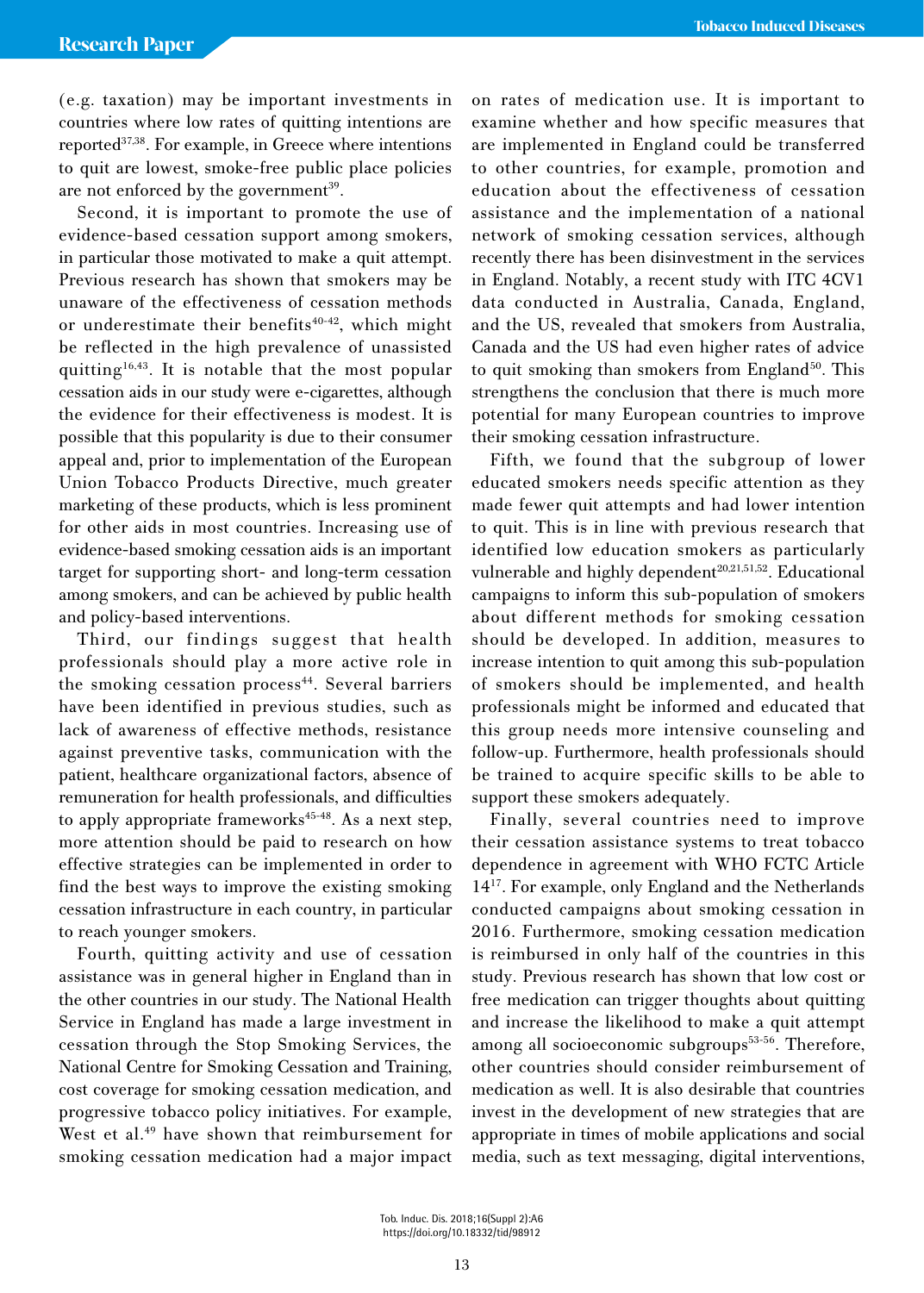(e.g. taxation) may be important investments in countries where low rates of quitting intentions are reported[37,38]. For example, in Greece where intentions to quit are lowest, smoke-free public place policies are not enforced by the government[39].

Second, it is important to promote the use of evidence-based cessation support among smokers, in particular those motivated to make a quit attempt. Previous research has shown that smokers may be unaware of the effectiveness of cessation methods or underestimate their benefits[40-42], which might be reflected in the high prevalence of unassisted quitting[16,43]. It is notable that the most popular cessation aids in our study were e-cigarettes, although the evidence for their effectiveness is modest. It is possible that this popularity is due to their consumer appeal and, prior to implementation of the European Union Tobacco Products Directive, much greater marketing of these products, which is less prominent for other aids in most countries. Increasing use of evidence-based smoking cessation aids is an important target for supporting short- and long-term cessation among smokers, and can be achieved by public health and policy-based interventions.

Third, our findings suggest that health professionals should play a more active role in the smoking cessation process[44]. Several barriers have been identified in previous studies, such as lack of awareness of effective methods, resistance against preventive tasks, communication with the patient, healthcare organizational factors, absence of remuneration for health professionals, and difficulties to apply appropriate frameworks[45-48]. As a next step, more attention should be paid to research on how effective strategies can be implemented in order to find the best ways to improve the existing smoking cessation infrastructure in each country, in particular to reach younger smokers.

Fourth, quitting activity and use of cessation assistance was in general higher in England than in the other countries in our study. The National Health Service in England has made a large investment in cessation through the Stop Smoking Services, the National Centre for Smoking Cessation and Training, cost coverage for smoking cessation medication, and progressive tobacco policy initiatives. For example, West et al.[49] have shown that reimbursement for smoking cessation medication had a major impact on rates of medication use. It is important to examine whether and how specific measures that are implemented in England could be transferred to other countries, for example, promotion and education about the effectiveness of cessation assistance and the implementation of a national network of smoking cessation services, although recently there has been disinvestment in the services in England. Notably, a recent study with ITC 4CV1 data conducted in Australia, Canada, England, and the US, revealed that smokers from Australia, Canada and the US had even higher rates of advice to quit smoking than smokers from England[50]. This strengthens the conclusion that there is much more potential for many European countries to improve their smoking cessation infrastructure.

Fifth, we found that the subgroup of lower educated smokers needs specific attention as they made fewer quit attempts and had lower intention to quit. This is in line with previous research that identified low education smokers as particularly vulnerable and highly dependent[20,21,51,52]. Educational campaigns to inform this sub-population of smokers about different methods for smoking cessation should be developed. In addition, measures to increase intention to quit among this sub-population of smokers should be implemented, and health professionals might be informed and educated that this group needs more intensive counseling and follow-up. Furthermore, health professionals should be trained to acquire specific skills to be able to support these smokers adequately.

Finally, several countries need to improve their cessation assistance systems to treat tobacco dependence in agreement with WHO FCTC Article 14[17]. For example, only England and the Netherlands conducted campaigns about smoking cessation in 2016. Furthermore, smoking cessation medication is reimbursed in only half of the countries in this study. Previous research has shown that low cost or free medication can trigger thoughts about quitting and increase the likelihood to make a quit attempt among all socioeconomic subgroups[53-56]. Therefore, other countries should consider reimbursement of medication as well. It is also desirable that countries invest in the development of new strategies that are appropriate in times of mobile applications and social media, such as text messaging, digital interventions,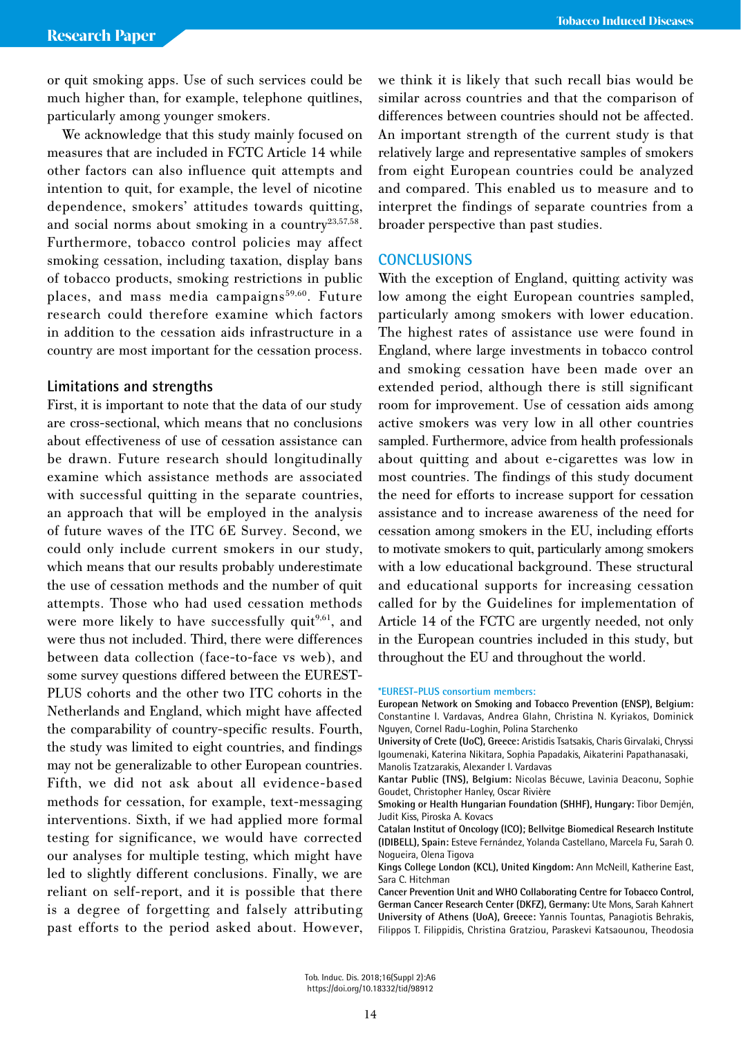or quit smoking apps. Use of such services could be much higher than, for example, telephone quitlines, particularly among younger smokers.

We acknowledge that this study mainly focused on measures that are included in FCTC Article 14 while other factors can also influence quit attempts and intention to quit, for example, the level of nicotine dependence, smokers' attitudes towards quitting, and social norms about smoking in a country[23,57,58]. Furthermore, tobacco control policies may affect smoking cessation, including taxation, display bans of tobacco products, smoking restrictions in public places, and mass media campaigns[59,60]. Future research could therefore examine which factors in addition to the cessation aids infrastructure in a country are most important for the cessation process.

### Limitations and strengths

First, it is important to note that the data of our study are cross-sectional, which means that no conclusions about effectiveness of use of cessation assistance can be drawn. Future research should longitudinally examine which assistance methods are associated with successful quitting in the separate countries, an approach that will be employed in the analysis of future waves of the ITC 6E Survey. Second, we could only include current smokers in our study, which means that our results probably underestimate the use of cessation methods and the number of quit attempts. Those who had used cessation methods were more likely to have successfully quit[9,61], and were thus not included. Third, there were differences between data collection (face-to-face vs web), and some survey questions differed between the EUREST-PLUS cohorts and the other two ITC cohorts in the Netherlands and England, which might have affected the comparability of country-specific results. Fourth, the study was limited to eight countries, and findings may not be generalizable to other European countries. Fifth, we did not ask about all evidence-based methods for cessation, for example, text-messaging interventions. Sixth, if we had applied more formal testing for significance, we would have corrected our analyses for multiple testing, which might have led to slightly different conclusions. Finally, we are reliant on self-report, and it is possible that there is a degree of forgetting and falsely attributing past efforts to the period asked about. However, we think it is likely that such recall bias would be similar across countries and that the comparison of differences between countries should not be affected. An important strength of the current study is that relatively large and representative samples of smokers from eight European countries could be analyzed and compared. This enabled us to measure and to interpret the findings of separate countries from a broader perspective than past studies.

## CONCLUSIONS

With the exception of England, quitting activity was low among the eight European countries sampled, particularly among smokers with lower education. The highest rates of assistance use were found in England, where large investments in tobacco control and smoking cessation have been made over an extended period, although there is still significant room for improvement. Use of cessation aids among active smokers was very low in all other countries sampled. Furthermore, advice from health professionals about quitting and about e-cigarettes was low in most countries. The findings of this study document the need for efforts to increase support for cessation assistance and to increase awareness of the need for cessation among smokers in the EU, including efforts to motivate smokers to quit, particularly among smokers with a low educational background. These structural and educational supports for increasing cessation called for by the Guidelines for implementation of Article 14 of the FCTC are urgently needed, not only in the European countries included in this study, but throughout the EU and throughout the world.

*EUREST-PLUS consortium members:

**European Network on Smoking and Tobacco Prevention (ENSP), Belgium:** Constantine I. Vardavas, Andrea Glahn, Christina N. Kyriakos, Dominick Nguyen, Cornel Radu-Loghin, Polina Starchenko

**University of Crete (UoC), Greece:** Aristidis Tsatsakis, Charis Girvalaki, Chryssi Igoumenaki, Katerina Nikitara, Sophia Papadakis, Aikaterini Papathanasaki, Manolis Tzatzarakis, Alexander I. Vardavas

**Kantar Public (TNS), Belgium:** Nicolas Bécuwe, Lavinia Deaconu, Sophie Goudet, Christopher Hanley, Oscar Rivière

**Smoking or Health Hungarian Foundation (SHHF), Hungary:** Tibor Demjén, Judit Kiss, Piroska A. Kovacs

**Catalan Institut of Oncology (ICO); Bellvitge Biomedical Research Institute (IDIBELL), Spain:** Esteve Fernández, Yolanda Castellano, Marcela Fu, Sarah O. Nogueira, Olena Tigova

**Kings College London (KCL), United Kingdom:** Ann McNeill, Katherine East, Sara C. Hitchman

**Cancer Prevention Unit and WHO Collaborating Centre for Tobacco Control, German Cancer Research Center (DKFZ), Germany:** Ute Mons, Sarah Kahnert

**University of Athens (UoA), Greece:** Yannis Tountas, Panagiotis Behrakis, Filippos T. Filippidis, Christina Gratziou, Paraskevi Katsaounou, Theodosia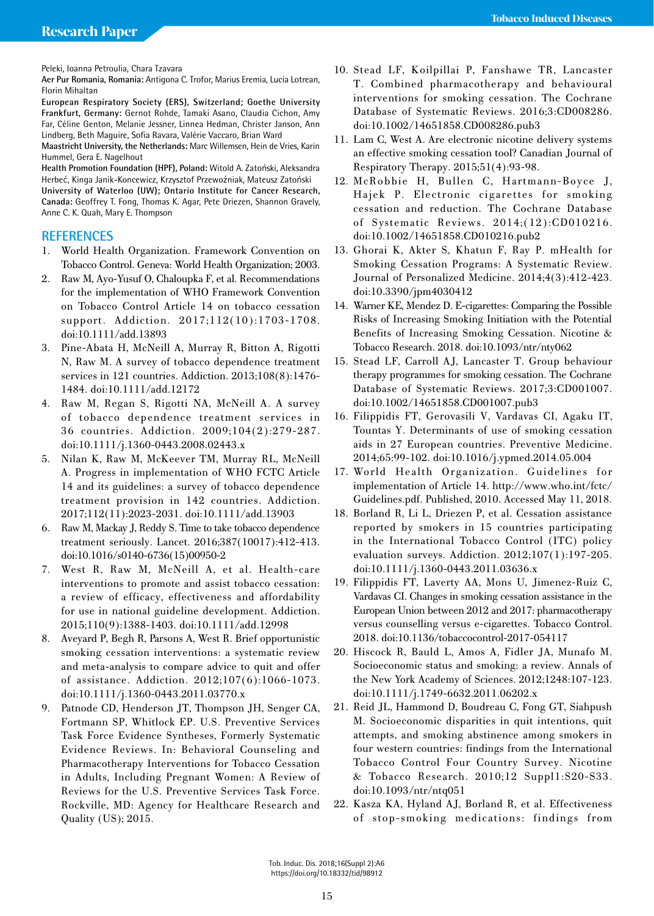Peleki, Ioanna Petroulia, Chara Tzavara

**Aer Pur Romania, Romania:** Antigona C. Trofor, Marius Eremia, Lucia Lotrean, Florin Mihaltan

**European Respiratory Society (ERS), Switzerland; Goethe University Frankfurt, Germany:** Gernot Rohde, Tamaki Asano, Claudia Cichon, Amy Far, Céline Genton, Melanie Jessner, Linnea Hedman, Christer Janson, Ann Lindberg, Beth Maguire, Sofia Ravara, Valérie Vaccaro, Brian Ward

**Maastricht University, the Netherlands:** Marc Willemsen, Hein de Vries, Karin Hummel, Gera E. Nagelhout

**Health Promotion Foundation (HPF), Poland:** Witold A. Zatoński, Aleksandra Herbeć, Kinga Janik-Koncewicz, Krzysztof Przewoźniak, Mateusz Zatoński

**University of Waterloo (UW); Ontario Institute for Cancer Research, Canada:** Geoffrey T. Fong, Thomas K. Agar, Pete Driezen, Shannon Gravely, Anne C. K. Quah, Mary E. Thompson

## REFERENCES

1. World Health Organization. Framework Convention on Tobacco Control. Geneva: World Health Organization; 2003.
2. Raw M, Ayo-Yusuf O, Chaloupka F, et al. Recommendations for the implementation of WHO Framework Convention on Tobacco Control Article 14 on tobacco cessation support. Addiction. 2017;112(10):1703-1708. doi:10.1111/add.13893
3. Pine-Abata H, McNeill A, Murray R, Bitton A, Rigotti N, Raw M. A survey of tobacco dependence treatment services in 121 countries. Addiction. 2013;108(8):1476-1484. doi:10.1111/add.12172
4. Raw M, Regan S, Rigotti NA, McNeill A. A survey of tobacco dependence treatment services in 36 countries. Addiction. 2009;104(2):279-287. doi:10.1111/j.1360-0443.2008.02443.x
5. Nilan K, Raw M, McKeever TM, Murray RL, McNeill A. Progress in implementation of WHO FCTC Article 14 and its guidelines: a survey of tobacco dependence treatment provision in 142 countries. Addiction. 2017;112(11):2023-2031. doi:10.1111/add.13903
6. Raw M, Mackay J, Reddy S. Time to take tobacco dependence treatment seriously. Lancet. 2016;387(10017):412-413. doi:10.1016/s0140-6736(15)00950-2
7. West R, Raw M, McNeill A, et al. Health-care interventions to promote and assist tobacco cessation: a review of efficacy, effectiveness and affordability for use in national guideline development. Addiction. 2015;110(9):1388-1403. doi:10.1111/add.12998
8. Aveyard P, Begh R, Parsons A, West R. Brief opportunistic smoking cessation interventions: a systematic review and meta-analysis to compare advice to quit and offer of assistance. Addiction. 2012;107(6):1066-1073. doi:10.1111/j.1360-0443.2011.03770.x
9. Patnode CD, Henderson JT, Thompson JH, Senger CA, Fortmann SP, Whitlock EP. U.S. Preventive Services Task Force Evidence Syntheses, Formerly Systematic Evidence Reviews. In: Behavioral Counseling and Pharmacotherapy Interventions for Tobacco Cessation in Adults, Including Pregnant Women: A Review of Reviews for the U.S. Preventive Services Task Force. Rockville, MD: Agency for Healthcare Research and Quality (US); 2015.
10. Stead LF, Koilpillai P, Fanshawe TR, Lancaster T. Combined pharmacotherapy and behavioural interventions for smoking cessation. The Cochrane Database of Systematic Reviews. 2016;3:CD008286. doi:10.1002/14651858.CD008286.pub3
11. Lam C, West A. Are electronic nicotine delivery systems an effective smoking cessation tool? Canadian Journal of Respiratory Therapy. 2015;51(4):93-98.
12. McRobbie H, Bullen C, Hartmann-Boyce J, Hajek P. Electronic cigarettes for smoking cessation and reduction. The Cochrane Database of Systematic Reviews. 2014;(12):CD010216. doi:10.1002/14651858.CD010216.pub2
13. Ghorai K, Akter S, Khatun F, Ray P. mHealth for Smoking Cessation Programs: A Systematic Review. Journal of Personalized Medicine. 2014;4(3):412-423. doi:10.3390/jpm4030412
14. Warner KE, Mendez D. E-cigarettes: Comparing the Possible Risks of Increasing Smoking Initiation with the Potential Benefits of Increasing Smoking Cessation. Nicotine & Tobacco Research. 2018. doi:10.1093/ntr/nty062
15. Stead LF, Carroll AJ, Lancaster T. Group behaviour therapy programmes for smoking cessation. The Cochrane Database of Systematic Reviews. 2017;3:CD001007. doi:10.1002/14651858.CD001007.pub3
16. Filippidis FT, Gerovasili V, Vardavas CI, Agaku IT, Tountas Y. Determinants of use of smoking cessation aids in 27 European countries. Preventive Medicine. 2014;65:99-102. doi:10.1016/j.ypmed.2014.05.004
17. World Health Organization. Guidelines for implementation of Article 14. http://www.who.int/fctc/Guidelines.pdf. Published, 2010. Accessed May 11, 2018.
18. Borland R, Li L, Driezen P, et al. Cessation assistance reported by smokers in 15 countries participating in the International Tobacco Control (ITC) policy evaluation surveys. Addiction. 2012;107(1):197-205. doi:10.1111/j.1360-0443.2011.03636.x
19. Filippidis FT, Laverty AA, Mons U, Jimenez-Ruiz C, Vardavas CI. Changes in smoking cessation assistance in the European Union between 2012 and 2017: pharmacotherapy versus counselling versus e-cigarettes. Tobacco Control. 2018. doi:10.1136/tobaccocontrol-2017-054117
20. Hiscock R, Bauld L, Amos A, Fidler JA, Munafo M. Socioeconomic status and smoking: a review. Annals of the New York Academy of Sciences. 2012;1248:107-123. doi:10.1111/j.1749-6632.2011.06202.x
21. Reid JL, Hammond D, Boudreau C, Fong GT, Siahpush M. Socioeconomic disparities in quit intentions, quit attempts, and smoking abstinence among smokers in four western countries: findings from the International Tobacco Control Four Country Survey. Nicotine & Tobacco Research. 2010;12 Suppl1:S20-S33. doi:10.1093/ntr/ntq051
22. Kasza KA, Hyland AJ, Borland R, et al. Effectiveness of stop-smoking medications: findings from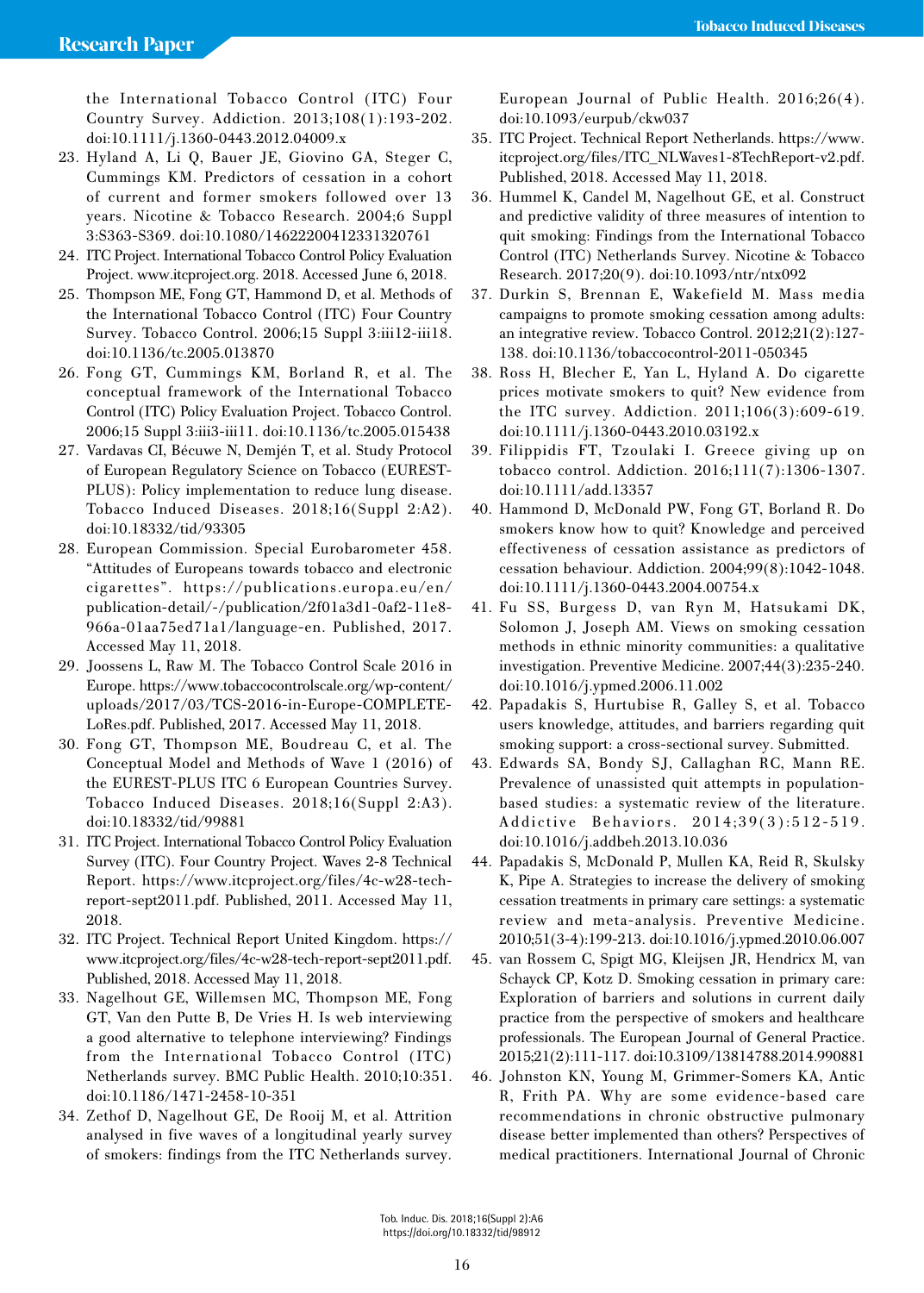the International Tobacco Control (ITC) Four Country Survey. Addiction. 2013;108(1):193-202. doi:10.1111/j.1360-0443.2012.04009.x

23. Hyland A, Li Q, Bauer JE, Giovino GA, Steger C, Cummings KM. Predictors of cessation in a cohort of current and former smokers followed over 13 years. Nicotine & Tobacco Research. 2004;6 Suppl 3:S363-S369. doi:10.1080/14622200412331320761
24. ITC Project. International Tobacco Control Policy Evaluation Project. www.itcproject.org. 2018. Accessed June 6, 2018.
25. Thompson ME, Fong GT, Hammond D, et al. Methods of the International Tobacco Control (ITC) Four Country Survey. Tobacco Control. 2006;15 Suppl 3:iii12-iii18. doi:10.1136/tc.2005.013870
26. Fong GT, Cummings KM, Borland R, et al. The conceptual framework of the International Tobacco Control (ITC) Policy Evaluation Project. Tobacco Control. 2006;15 Suppl 3:iii3-iii11. doi:10.1136/tc.2005.015438
27. Vardavas CI, Bécuwe N, Demjén T, et al. Study Protocol of European Regulatory Science on Tobacco (EUREST-PLUS): Policy implementation to reduce lung disease. Tobacco Induced Diseases. 2018;16(Suppl 2:A2). doi:10.18332/tid/93305
28. European Commission. Special Eurobarometer 458. "Attitudes of Europeans towards tobacco and electronic cigarettes". https://publications.europa.eu/en/publication-detail/-/publication/2f01a3d1-0af2-11e8-966a-01aa75ed71a1/language-en. Published, 2017. Accessed May 11, 2018.
29. Joossens L, Raw M. The Tobacco Control Scale 2016 in Europe. https://www.tobaccocontrolscale.org/wp-content/uploads/2017/03/TCS-2016-in-Europe-COMPLETE-LoRes.pdf. Published, 2017. Accessed May 11, 2018.
30. Fong GT, Thompson ME, Boudreau C, et al. The Conceptual Model and Methods of Wave 1 (2016) of the EUREST-PLUS ITC 6 European Countries Survey. Tobacco Induced Diseases. 2018;16(Suppl 2:A3). doi:10.18332/tid/99881
31. ITC Project. International Tobacco Control Policy Evaluation Survey (ITC). Four Country Project. Waves 2-8 Technical Report. https://www.itcproject.org/files/4c-w28-tech-report-sept2011.pdf. Published, 2011. Accessed May 11, 2018.
32. ITC Project. Technical Report United Kingdom. https://www.itcproject.org/files/4c-w28-tech-report-sept2011.pdf. Published, 2018. Accessed May 11, 2018.
33. Nagelhout GE, Willemsen MC, Thompson ME, Fong GT, Van den Putte B, De Vries H. Is web interviewing a good alternative to telephone interviewing? Findings from the International Tobacco Control (ITC) Netherlands survey. BMC Public Health. 2010;10:351. doi:10.1186/1471-2458-10-351
34. Zethof D, Nagelhout GE, De Rooij M, et al. Attrition analysed in five waves of a longitudinal yearly survey of smokers: findings from the ITC Netherlands survey. European Journal of Public Health. 2016;26(4). doi:10.1093/eurpub/ckw037
35. ITC Project. Technical Report Netherlands. https://www.itcproject.org/files/ITC_NLWaves1-8TechReport-v2.pdf. Published, 2018. Accessed May 11, 2018.
36. Hummel K, Candel M, Nagelhout GE, et al. Construct and predictive validity of three measures of intention to quit smoking: Findings from the International Tobacco Control (ITC) Netherlands Survey. Nicotine & Tobacco Research. 2017;20(9). doi:10.1093/ntr/ntx092
37. Durkin S, Brennan E, Wakefield M. Mass media campaigns to promote smoking cessation among adults: an integrative review. Tobacco Control. 2012;21(2):127-138. doi:10.1136/tobaccocontrol-2011-050345
38. Ross H, Blecher E, Yan L, Hyland A. Do cigarette prices motivate smokers to quit? New evidence from the ITC survey. Addiction. 2011;106(3):609-619. doi:10.1111/j.1360-0443.2010.03192.x
39. Filippidis FT, Tzoulaki I. Greece giving up on tobacco control. Addiction. 2016;111(7):1306-1307. doi:10.1111/add.13357
40. Hammond D, McDonald PW, Fong GT, Borland R. Do smokers know how to quit? Knowledge and perceived effectiveness of cessation assistance as predictors of cessation behaviour. Addiction. 2004;99(8):1042-1048. doi:10.1111/j.1360-0443.2004.00754.x
41. Fu SS, Burgess D, van Ryn M, Hatsukami DK, Solomon J, Joseph AM. Views on smoking cessation methods in ethnic minority communities: a qualitative investigation. Preventive Medicine. 2007;44(3):235-240. doi:10.1016/j.ypmed.2006.11.002
42. Papadakis S, Hurtubise R, Galley S, et al. Tobacco users knowledge, attitudes, and barriers regarding quit smoking support: a cross-sectional survey. Submitted.
43. Edwards SA, Bondy SJ, Callaghan RC, Mann RE. Prevalence of unassisted quit attempts in population-based studies: a systematic review of the literature. Addictive Behaviors. 2014;39(3):512-519. doi:10.1016/j.addbeh.2013.10.036
44. Papadakis S, McDonald P, Mullen KA, Reid R, Skulsky K, Pipe A. Strategies to increase the delivery of smoking cessation treatments in primary care settings: a systematic review and meta-analysis. Preventive Medicine. 2010;51(3-4):199-213. doi:10.1016/j.ypmed.2010.06.007
45. van Rossem C, Spigt MG, Kleijsen JR, Hendricx M, van Schayck CP, Kotz D. Smoking cessation in primary care: Exploration of barriers and solutions in current daily practice from the perspective of smokers and healthcare professionals. The European Journal of General Practice. 2015;21(2):111-117. doi:10.3109/13814788.2014.990881
46. Johnston KN, Young M, Grimmer-Somers KA, Antic R, Frith PA. Why are some evidence-based care recommendations in chronic obstructive pulmonary disease better implemented than others? Perspectives of medical practitioners. International Journal of Chronic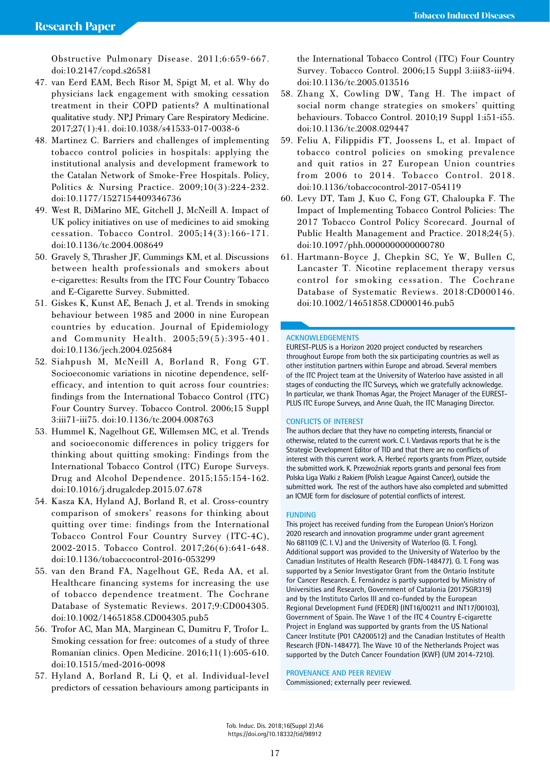Obstructive Pulmonary Disease. 2011;6:659-667. doi:10.2147/copd.s26581

47. van Eerd EAM, Bech Risor M, Spigt M, et al. Why do physicians lack engagement with smoking cessation treatment in their COPD patients? A multinational qualitative study. NPJ Primary Care Respiratory Medicine. 2017;27(1):41. doi:10.1038/s41533-017-0038-6
48. Martinez C. Barriers and challenges of implementing tobacco control policies in hospitals: applying the institutional analysis and development framework to the Catalan Network of Smoke-Free Hospitals. Policy, Politics & Nursing Practice. 2009;10(3):224-232. doi:10.1177/1527154409346736
49. West R, DiMarino ME, Gitchell J, McNeill A. Impact of UK policy initiatives on use of medicines to aid smoking cessation. Tobacco Control. 2005;14(3):166-171. doi:10.1136/tc.2004.008649
50. Gravely S, Thrasher JF, Cummings KM, et al. Discussions between health professionals and smokers about e-cigarettes: Results from the ITC Four Country Tobacco and E-Cigarette Survey. Submitted.
51. Giskes K, Kunst AE, Benach J, et al. Trends in smoking behaviour between 1985 and 2000 in nine European countries by education. Journal of Epidemiology and Community Health. 2005;59(5):395-401. doi:10.1136/jech.2004.025684
52. Siahpush M, McNeill A, Borland R, Fong GT. Socioeconomic variations in nicotine dependence, self-efficacy, and intention to quit across four countries: findings from the International Tobacco Control (ITC) Four Country Survey. Tobacco Control. 2006;15 Suppl 3:iii71-iii75. doi:10.1136/tc.2004.008763
53. Hummel K, Nagelhout GE, Willemsen MC, et al. Trends and socioeconomic differences in policy triggers for thinking about quitting smoking: Findings from the International Tobacco Control (ITC) Europe Surveys. Drug and Alcohol Dependence. 2015;155:154-162. doi:10.1016/j.drugalcdep.2015.07.678
54. Kasza KA, Hyland AJ, Borland R, et al. Cross-country comparison of smokers' reasons for thinking about quitting over time: findings from the International Tobacco Control Four Country Survey (ITC-4C), 2002-2015. Tobacco Control. 2017;26(6):641-648. doi:10.1136/tobaccocontrol-2016-053299
55. van den Brand FA, Nagelhout GE, Reda AA, et al. Healthcare financing systems for increasing the use of tobacco dependence treatment. The Cochrane Database of Systematic Reviews. 2017;9:CD004305. doi:10.1002/14651858.CD004305.pub5
56. Trofor AC, Man MA, Marginean C, Dumitru F, Trofor L. Smoking cessation for free: outcomes of a study of three Romanian clinics. Open Medicine. 2016;11(1):605-610. doi:10.1515/med-2016-0098
57. Hyland A, Borland R, Li Q, et al. Individual-level predictors of cessation behaviours among participants in the International Tobacco Control (ITC) Four Country Survey. Tobacco Control. 2006;15 Suppl 3:iii83-iii94. doi:10.1136/tc.2005.013516
58. Zhang X, Cowling DW, Tang H. The impact of social norm change strategies on smokers' quitting behaviours. Tobacco Control. 2010;19 Suppl 1:i51-i55. doi:10.1136/tc.2008.029447
59. Feliu A, Filippidis FT, Joossens L, et al. Impact of tobacco control policies on smoking prevalence and quit ratios in 27 European Union countries from 2006 to 2014. Tobacco Control. 2018. doi:10.1136/tobaccocontrol-2017-054119
60. Levy DT, Tam J, Kuo C, Fong GT, Chaloupka F. The Impact of Implementing Tobacco Control Policies: The 2017 Tobacco Control Policy Scorecard. Journal of Public Health Management and Practice. 2018;24(5). doi:10.1097/phh.0000000000000780
61. Hartmann-Boyce J, Chepkin SC, Ye W, Bullen C, Lancaster T. Nicotine replacement therapy versus control for smoking cessation. The Cochrane Database of Systematic Reviews. 2018:CD000146. doi:10.1002/14651858.CD000146.pub5

## ACKNOWLEDGEMENTS

EUREST-PLUS is a Horizon 2020 project conducted by researchers throughout Europe from both the six participating countries as well as other institution partners within Europe and abroad. Several members of the ITC Project team at the University of Waterloo have assisted in all stages of conducting the ITC Surveys, which we gratefully acknowledge. In particular, we thank Thomas Agar, the Project Manager of the EUREST-PLUS ITC Europe Surveys, and Anne Quah, the ITC Managing Director.

## CONFLICTS OF INTEREST

The authors declare that they have no competing interests, financial or otherwise, related to the current work. C. I. Vardavas reports that he is the Strategic Development Editor of TID and that there are no conflicts of interest with this current work. A. Herbeć reports grants from Pfizer, outside the submitted work. K. Przewoźniak reports grants and personal fees from Polska Liga Walki z Rakiem (Polish League Against Cancer), outside the submitted work. The rest of the authors have also completed and submitted an ICMJE form for disclosure of potential conflicts of interest.

## FUNDING

This project has received funding from the European Union's Horizon 2020 research and innovation programme under grant agreement No 681109 (C. I. V.) and the University of Waterloo (G. T. Fong). Additional support was provided to the University of Waterloo by the Canadian Institutes of Health Research (FDN-148477). G. T. Fong was supported by a Senior Investigator Grant from the Ontario Institute for Cancer Research. E. Fernández is partly supported by Ministry of Universities and Research, Government of Catalonia (2017SGR319) and by the Instituto Carlos III and co-funded by the European Regional Development Fund (FEDER) (INT16/00211 and INT17/00103), Government of Spain. The Wave 1 of the ITC 4 Country E-cigarette Project in England was supported by grants from the US National Cancer Institute (P01 CA200512) and the Canadian Institutes of Health Research (FDN-148477). The Wave 10 of the Netherlands Project was supported by the Dutch Cancer Foundation (KWF) (UM 2014-7210).

## PROVENANCE AND PEER REVIEW

Commissioned; externally peer reviewed.